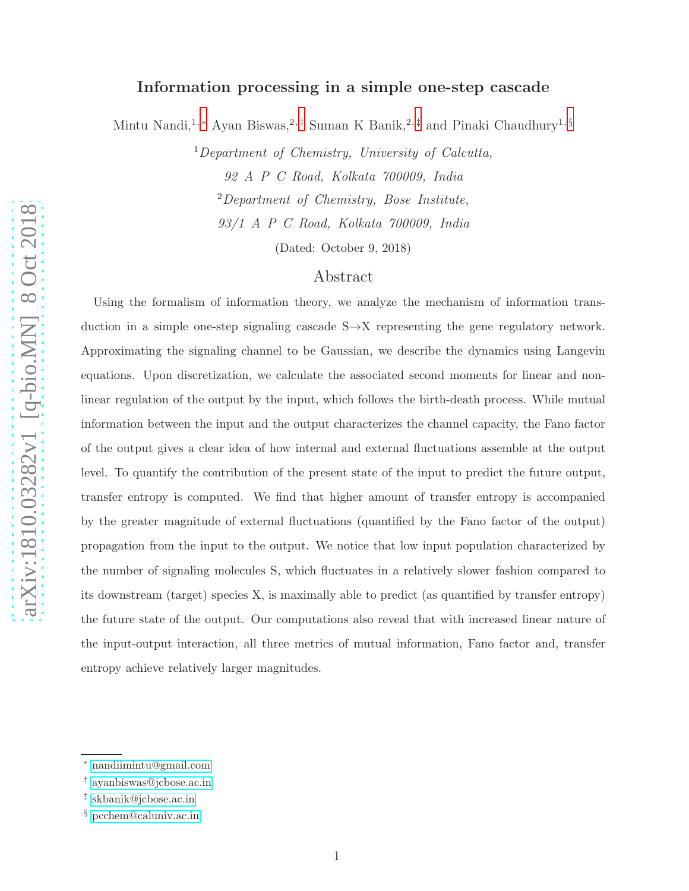# Information processing in a simple one-step cascade

Mintu Nandi,[1,*] Ayan Biswas,[2,†] Suman K Banik,[2,‡] and Pinaki Chaudhury[1,§]

[1] *Department of Chemistry, University of Calcutta, 92 A P C Road, Kolkata 700009, India*

[2] *Department of Chemistry, Bose Institute, 93/1 A P C Road, Kolkata 700009, India*

(Dated: October 9, 2018)

## Abstract

Using the formalism of information theory, we analyze the mechanism of information transduction in a simple one-step signaling cascade S→X representing the gene regulatory network. Approximating the signaling channel to be Gaussian, we describe the dynamics using Langevin equations. Upon discretization, we calculate the associated second moments for linear and nonlinear regulation of the output by the input, which follows the birth-death process. While mutual information between the input and the output characterizes the channel capacity, the Fano factor of the output gives a clear idea of how internal and external fluctuations assemble at the output level. To quantify the contribution of the present state of the input to predict the future output, transfer entropy is computed. We find that higher amount of transfer entropy is accompanied by the greater magnitude of external fluctuations (quantified by the Fano factor of the output) propagation from the input to the output. We notice that low input population characterized by the number of signaling molecules S, which fluctuates in a relatively slower fashion compared to its downstream (target) species X, is maximally able to predict (as quantified by transfer entropy) the future state of the output. Our computations also reveal that with increased linear nature of the input-output interaction, all three metrics of mutual information, Fano factor and, transfer entropy achieve relatively larger magnitudes.

---

* nandiimintu@gmail.com

† ayanbiswas@jcbose.ac.in

‡ skbanik@jcbose.ac.in

§ pcchem@caluniv.ac.in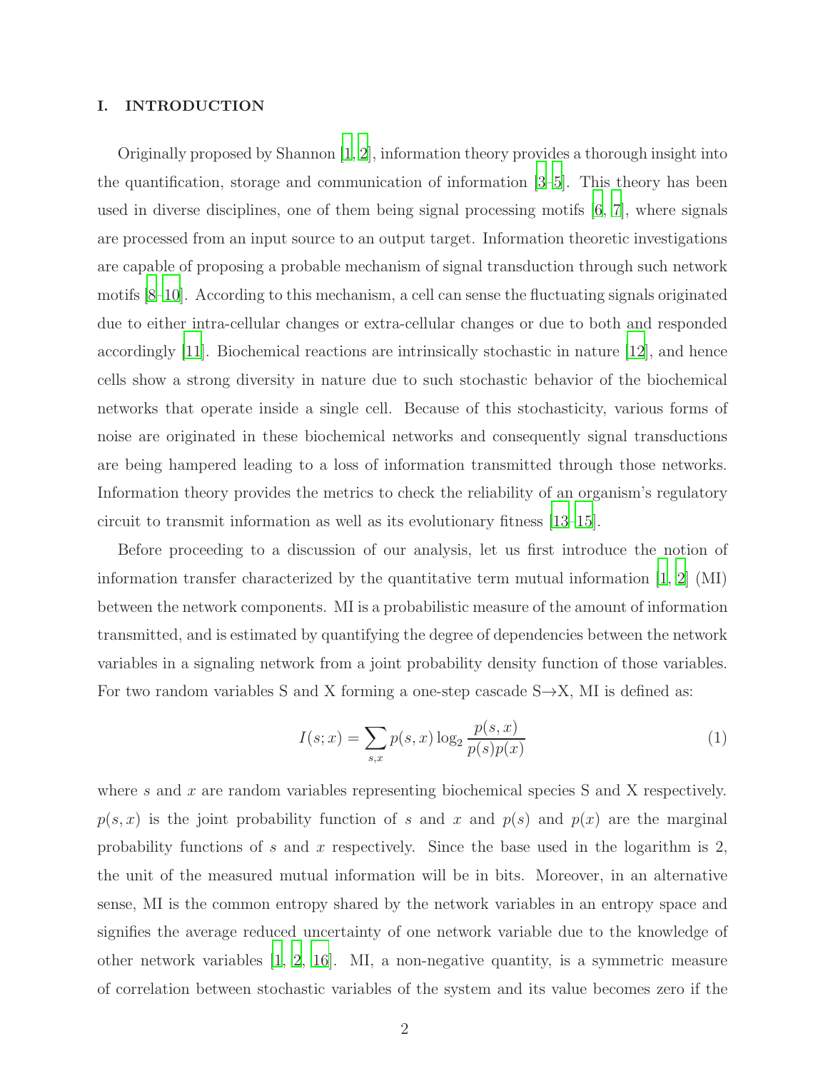## I. INTRODUCTION

Originally proposed by Shannon [1, 2], information theory provides a thorough insight into the quantification, storage and communication of information [3–5]. This theory has been used in diverse disciplines, one of them being signal processing motifs [6, 7], where signals are processed from an input source to an output target. Information theoretic investigations are capable of proposing a probable mechanism of signal transduction through such network motifs [8–10]. According to this mechanism, a cell can sense the fluctuating signals originated due to either intra-cellular changes or extra-cellular changes or due to both and responded accordingly [11]. Biochemical reactions are intrinsically stochastic in nature [12], and hence cells show a strong diversity in nature due to such stochastic behavior of the biochemical networks that operate inside a single cell. Because of this stochasticity, various forms of noise are originated in these biochemical networks and consequently signal transductions are being hampered leading to a loss of information transmitted through those networks. Information theory provides the metrics to check the reliability of an organism's regulatory circuit to transmit information as well as its evolutionary fitness [13–15].

Before proceeding to a discussion of our analysis, let us first introduce the notion of information transfer characterized by the quantitative term mutual information [1, 2] (MI) between the network components. MI is a probabilistic measure of the amount of information transmitted, and is estimated by quantifying the degree of dependencies between the network variables in a signaling network from a joint probability density function of those variables. For two random variables S and X forming a one-step cascade S→X, MI is defined as:

$$I(s;x) = \sum_{s,x} p(s,x) \log_2 \frac{p(s,x)}{p(s)p(x)} \tag{1}$$

where $s$ and $x$ are random variables representing biochemical species S and X respectively. $p(s,x)$ is the joint probability function of $s$ and $x$ and $p(s)$ and $p(x)$ are the marginal probability functions of $s$ and $x$ respectively. Since the base used in the logarithm is 2, the unit of the measured mutual information will be in bits. Moreover, in an alternative sense, MI is the common entropy shared by the network variables in an entropy space and signifies the average reduced uncertainty of one network variable due to the knowledge of other network variables [1, 2, 16]. MI, a non-negative quantity, is a symmetric measure of correlation between stochastic variables of the system and its value becomes zero if the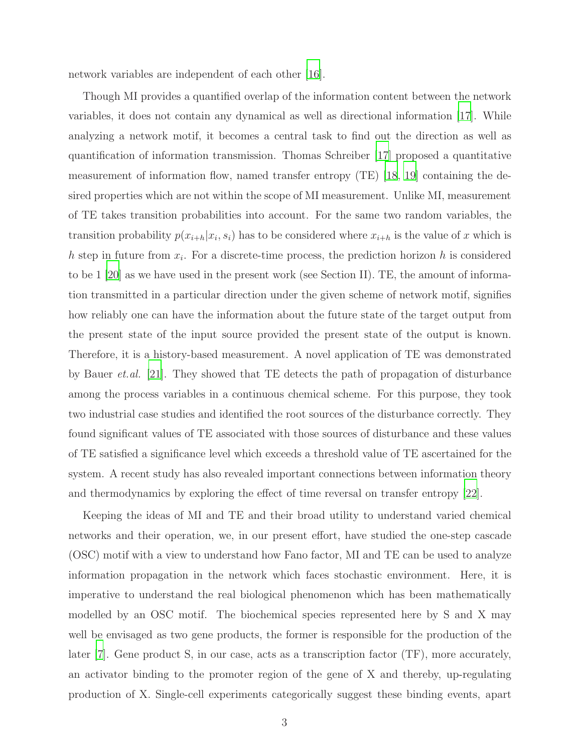network variables are independent of each other [16].

Though MI provides a quantified overlap of the information content between the network variables, it does not contain any dynamical as well as directional information [17]. While analyzing a network motif, it becomes a central task to find out the direction as well as quantification of information transmission. Thomas Schreiber [17] proposed a quantitative measurement of information flow, named transfer entropy (TE) [18, 19] containing the desired properties which are not within the scope of MI measurement. Unlike MI, measurement of TE takes transition probabilities into account. For the same two random variables, the transition probability $p(x_{i+h}|x_i, s_i)$ has to be considered where $x_{i+h}$ is the value of $x$ which is $h$ step in future from $x_i$. For a discrete-time process, the prediction horizon $h$ is considered to be 1 [20] as we have used in the present work (see Section II). TE, the amount of information transmitted in a particular direction under the given scheme of network motif, signifies how reliably one can have the information about the future state of the target output from the present state of the input source provided the present state of the output is known. Therefore, it is a history-based measurement. A novel application of TE was demonstrated by Bauer *et.al.* [21]. They showed that TE detects the path of propagation of disturbance among the process variables in a continuous chemical scheme. For this purpose, they took two industrial case studies and identified the root sources of the disturbance correctly. They found significant values of TE associated with those sources of disturbance and these values of TE satisfied a significance level which exceeds a threshold value of TE ascertained for the system. A recent study has also revealed important connections between information theory and thermodynamics by exploring the effect of time reversal on transfer entropy [22].

Keeping the ideas of MI and TE and their broad utility to understand varied chemical networks and their operation, we, in our present effort, have studied the one-step cascade (OSC) motif with a view to understand how Fano factor, MI and TE can be used to analyze information propagation in the network which faces stochastic environment. Here, it is imperative to understand the real biological phenomenon which has been mathematically modelled by an OSC motif. The biochemical species represented here by S and X may well be envisaged as two gene products, the former is responsible for the production of the later [7]. Gene product S, in our case, acts as a transcription factor (TF), more accurately, an activator binding to the promoter region of the gene of X and thereby, up-regulating production of X. Single-cell experiments categorically suggest these binding events, apart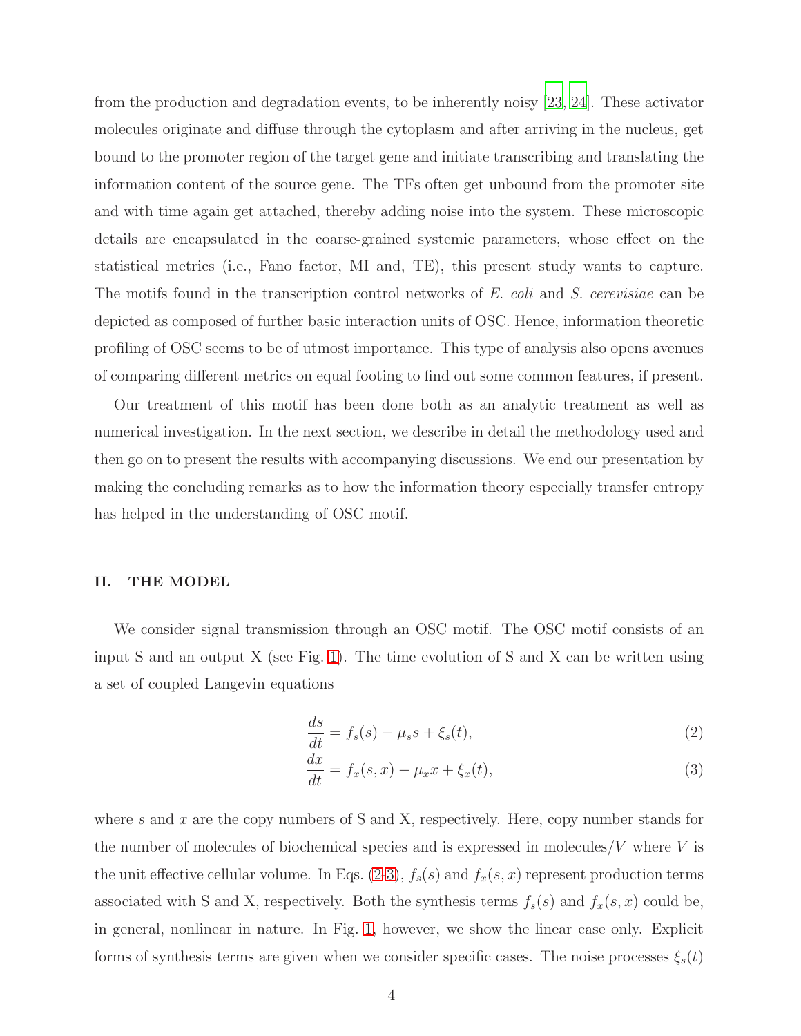from the production and degradation events, to be inherently noisy [23, 24]. These activator molecules originate and diffuse through the cytoplasm and after arriving in the nucleus, get bound to the promoter region of the target gene and initiate transcribing and translating the information content of the source gene. The TFs often get unbound from the promoter site and with time again get attached, thereby adding noise into the system. These microscopic details are encapsulated in the coarse-grained systemic parameters, whose effect on the statistical metrics (i.e., Fano factor, MI and, TE), this present study wants to capture. The motifs found in the transcription control networks of *E. coli* and *S. cerevisiae* can be depicted as composed of further basic interaction units of OSC. Hence, information theoretic profiling of OSC seems to be of utmost importance. This type of analysis also opens avenues of comparing different metrics on equal footing to find out some common features, if present.

Our treatment of this motif has been done both as an analytic treatment as well as numerical investigation. In the next section, we describe in detail the methodology used and then go on to present the results with accompanying discussions. We end our presentation by making the concluding remarks as to how the information theory especially transfer entropy has helped in the understanding of OSC motif.

## II. THE MODEL

We consider signal transmission through an OSC motif. The OSC motif consists of an input S and an output X (see Fig. 1). The time evolution of S and X can be written using a set of coupled Langevin equations

$$\frac{ds}{dt} = f_s(s) - \mu_s s + \xi_s(t), \tag{2}$$

$$\frac{dx}{dt} = f_x(s,x) - \mu_x x + \xi_x(t), \tag{3}$$

where $s$ and $x$ are the copy numbers of S and X, respectively. Here, copy number stands for the number of molecules of biochemical species and is expressed in molecules/$V$ where $V$ is the unit effective cellular volume. In Eqs. (2-3), $f_s(s)$ and $f_x(s,x)$ represent production terms associated with S and X, respectively. Both the synthesis terms $f_s(s)$ and $f_x(s,x)$ could be, in general, nonlinear in nature. In Fig. 1, however, we show the linear case only. Explicit forms of synthesis terms are given when we consider specific cases. The noise processes $\xi_s(t)$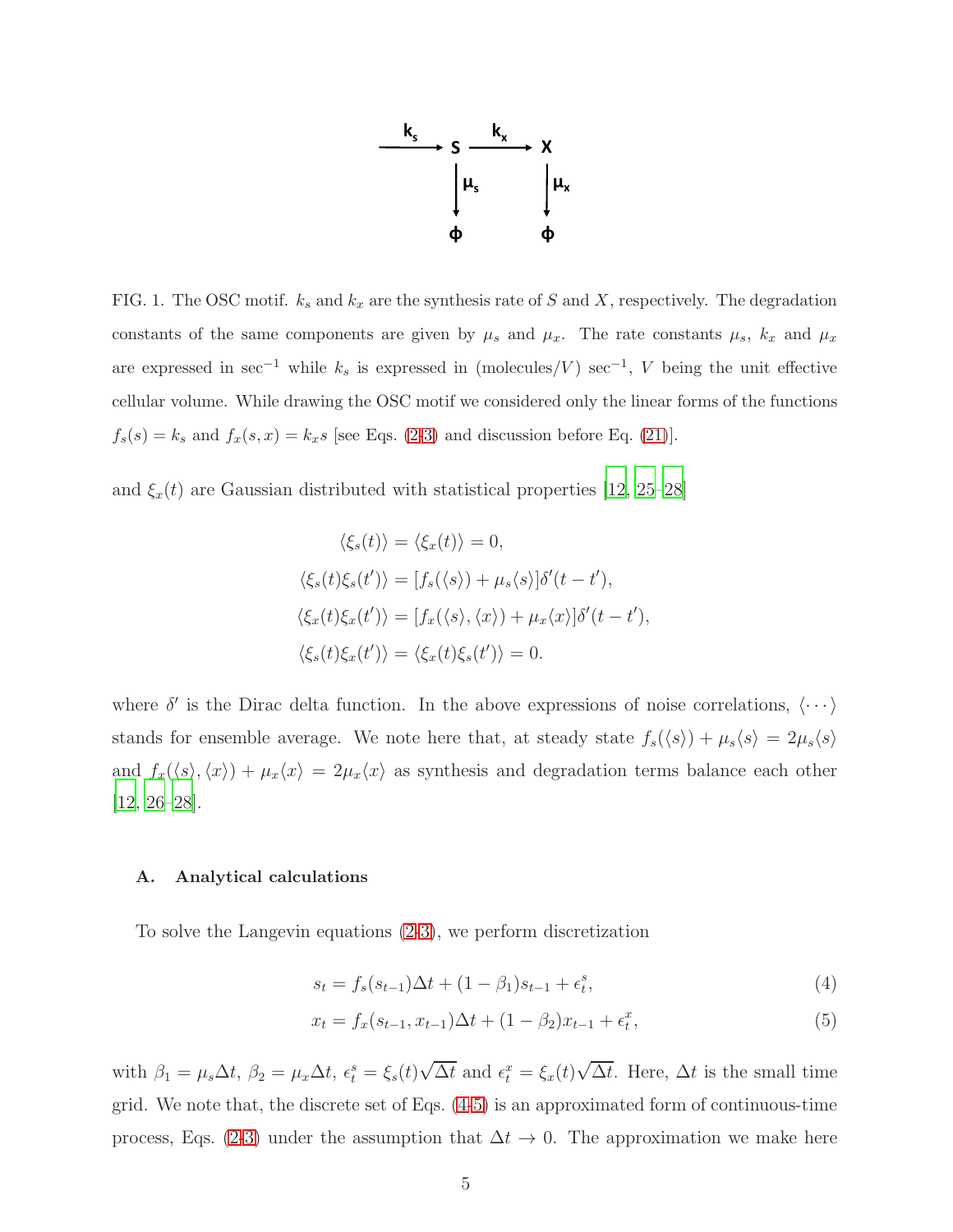FIG. 1. The OSC motif. $k_s$ and $k_x$ are the synthesis rate of $S$ and $X$, respectively. The degradation constants of the same components are given by $\mu_s$ and $\mu_x$. The rate constants $\mu_s$, $k_x$ and $\mu_x$ are expressed in $\sec^{-1}$ while $k_s$ is expressed in (molecules/$V$) $\sec^{-1}$, $V$ being the unit effective cellular volume. While drawing the OSC motif we considered only the linear forms of the functions $f_s(s) = k_s$ and $f_x(s, x) = k_x s$ [see Eqs. (2-3) and discussion before Eq. (21)].

and $\xi_x(t)$ are Gaussian distributed with statistical properties [12, 25–28]

$$
\begin{aligned}
\langle \xi_s(t) \rangle &= \langle \xi_x(t) \rangle = 0, \\
\langle \xi_s(t) \xi_s(t') \rangle &= [f_s(\langle s \rangle) + \mu_s \langle s \rangle] \delta'(t - t'), \\
\langle \xi_x(t) \xi_x(t') \rangle &= [f_x(\langle s \rangle, \langle x \rangle) + \mu_x \langle x \rangle] \delta'(t - t'), \\
\langle \xi_s(t) \xi_x(t') \rangle &= \langle \xi_x(t) \xi_s(t') \rangle = 0.
\end{aligned}
$$

where $\delta'$ is the Dirac delta function. In the above expressions of noise correlations, $\langle \cdots \rangle$ stands for ensemble average. We note here that, at steady state $f_s(\langle s \rangle) + \mu_s \langle s \rangle = 2\mu_s \langle s \rangle$ and $f_x(\langle s \rangle, \langle x \rangle) + \mu_x \langle x \rangle = 2\mu_x \langle x \rangle$ as synthesis and degradation terms balance each other [12, 26–28].

### A. Analytical calculations

To solve the Langevin equations (2-3), we perform discretization

$$
s_t = f_s(s_{t-1}) \Delta t + (1 - \beta_1) s_{t-1} + \epsilon_t^s, \tag{4}
$$

$$
x_t = f_x(s_{t-1}, x_{t-1}) \Delta t + (1 - \beta_2) x_{t-1} + \epsilon_t^x, \tag{5}
$$

with $\beta_1 = \mu_s \Delta t$, $\beta_2 = \mu_x \Delta t$, $\epsilon_t^s = \xi_s(t) \sqrt{\Delta t}$ and $\epsilon_t^x = \xi_x(t) \sqrt{\Delta t}$. Here, $\Delta t$ is the small time grid. We note that, the discrete set of Eqs. (4-5) is an approximated form of continuous-time process, Eqs. (2-3) under the assumption that $\Delta t \to 0$. The approximation we make here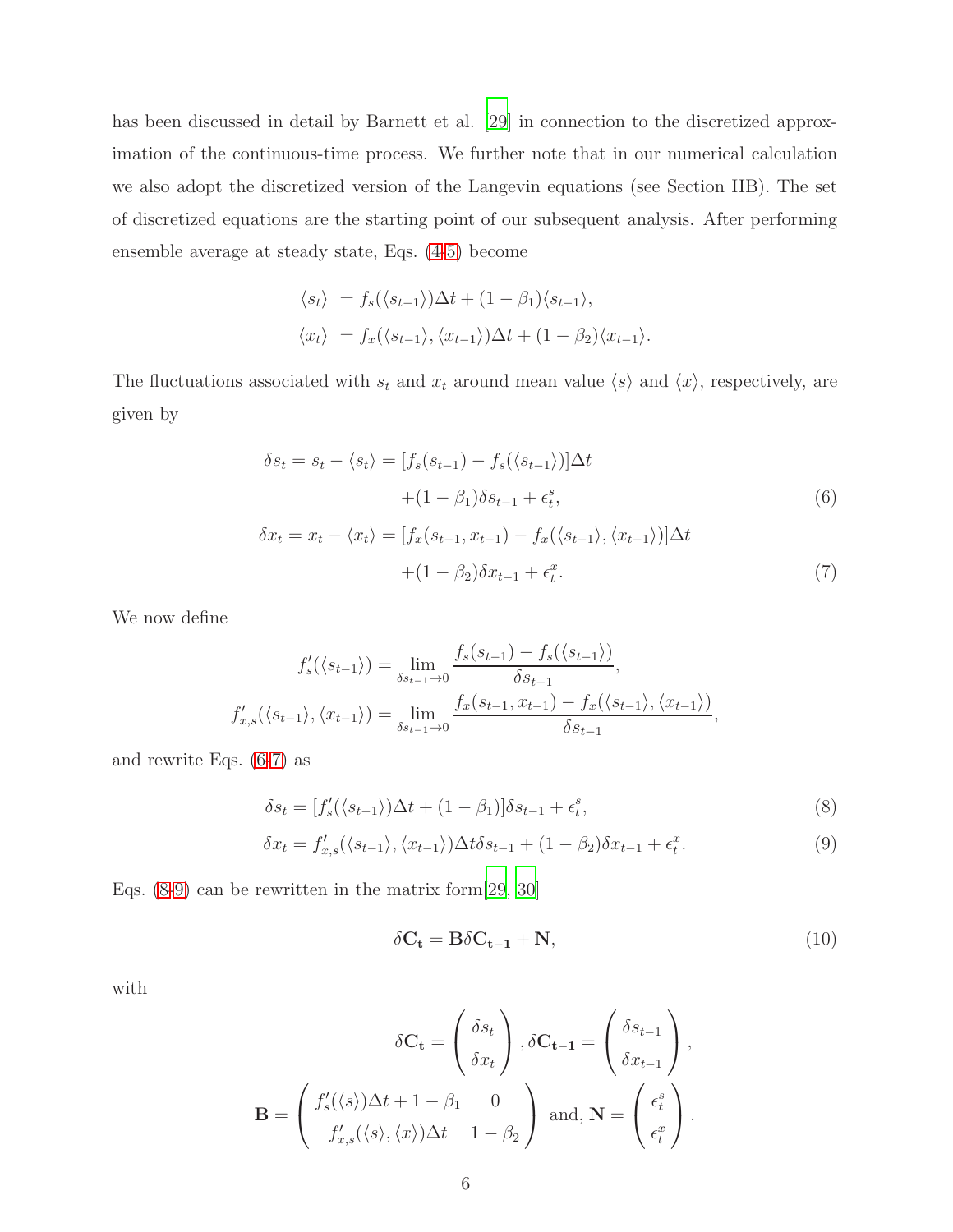has been discussed in detail by Barnett et al. [29] in connection to the discretized approximation of the continuous-time process. We further note that in our numerical calculation we also adopt the discretized version of the Langevin equations (see Section IIB). The set of discretized equations are the starting point of our subsequent analysis. After performing ensemble average at steady state, Eqs. (4-5) become

$$
\begin{aligned}
\langle s_t \rangle &= f_s(\langle s_{t-1} \rangle)\Delta t + (1-\beta_1)\langle s_{t-1} \rangle, \\
\langle x_t \rangle &= f_x(\langle s_{t-1} \rangle, \langle x_{t-1} \rangle)\Delta t + (1-\beta_2)\langle x_{t-1} \rangle.
\end{aligned}
$$

The fluctuations associated with $s_t$ and $x_t$ around mean value $\langle s \rangle$ and $\langle x \rangle$, respectively, are given by

$$
\begin{aligned}
\delta s_t = s_t - \langle s_t \rangle &= [f_s(s_{t-1}) - f_s(\langle s_{t-1} \rangle)]\Delta t \\
&\quad + (1-\beta_1)\delta s_{t-1} + \epsilon_t^s, \qquad (6) \\
\delta x_t = x_t - \langle x_t \rangle &= [f_x(s_{t-1}, x_{t-1}) - f_x(\langle s_{t-1} \rangle, \langle x_{t-1} \rangle)]\Delta t \\
&\quad + (1-\beta_2)\delta x_{t-1} + \epsilon_t^x. \qquad (7)
\end{aligned}
$$

We now define

$$
\begin{aligned}
f_s'(\langle s_{t-1} \rangle) &= \lim_{\delta s_{t-1} \to 0} \frac{f_s(s_{t-1}) - f_s(\langle s_{t-1} \rangle)}{\delta s_{t-1}}, \\
f_{x,s}'(\langle s_{t-1} \rangle, \langle x_{t-1} \rangle) &= \lim_{\delta s_{t-1} \to 0} \frac{f_x(s_{t-1}, x_{t-1}) - f_x(\langle s_{t-1} \rangle, \langle x_{t-1} \rangle)}{\delta s_{t-1}},
\end{aligned}
$$

and rewrite Eqs. (6-7) as

$$
\delta s_t = [f_s'(\langle s_{t-1} \rangle)\Delta t + (1-\beta_1)]\delta s_{t-1} + \epsilon_t^s, \qquad (8)
$$

$$
\delta x_t = f_{x,s}'(\langle s_{t-1} \rangle, \langle x_{t-1} \rangle)\Delta t \delta s_{t-1} + (1-\beta_2)\delta x_{t-1} + \epsilon_t^x. \qquad (9)
$$

Eqs. (8-9) can be rewritten in the matrix form[29, 30]

$$
\delta \mathbf{C_t} = \mathbf{B}\delta \mathbf{C_{t-1}} + \mathbf{N}, \qquad (10)
$$

with

$$
\delta \mathbf{C_t} = \begin{pmatrix} \delta s_t \\ \delta x_t \end{pmatrix}, \delta \mathbf{C_{t-1}} = \begin{pmatrix} \delta s_{t-1} \\ \delta x_{t-1} \end{pmatrix},
$$

$$
\mathbf{B} = \begin{pmatrix} f_s'(\langle s \rangle)\Delta t + 1 - \beta_1 & 0 \\ f_{x,s}'(\langle s \rangle, \langle x \rangle)\Delta t & 1 - \beta_2 \end{pmatrix} \text{ and, } \mathbf{N} = \begin{pmatrix} \epsilon_t^s \\ \epsilon_t^x \end{pmatrix}.
$$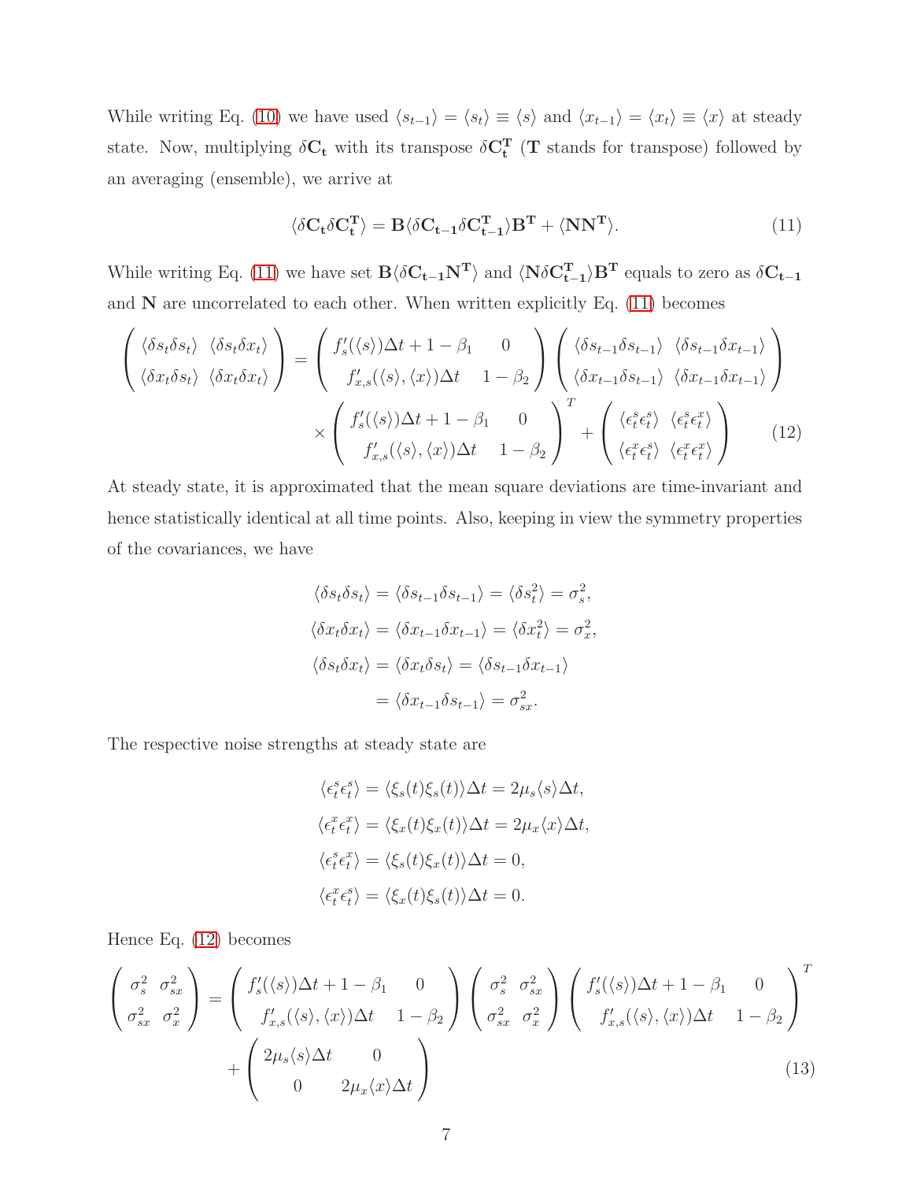While writing Eq. (10) we have used $\langle s_{t-1}\rangle = \langle s_t\rangle \equiv \langle s\rangle$ and $\langle x_{t-1}\rangle = \langle x_t\rangle \equiv \langle x\rangle$ at steady state. Now, multiplying $\delta\mathbf{C_t}$ with its transpose $\delta\mathbf{C_t^T}$ ($\mathbf{T}$ stands for transpose) followed by an averaging (ensemble), we arrive at

$$\langle \delta\mathbf{C_t}\delta\mathbf{C_t^T}\rangle = \mathbf{B}\langle \delta\mathbf{C_{t-1}}\delta\mathbf{C_{t-1}^T}\rangle\mathbf{B^T} + \langle \mathbf{N}\mathbf{N^T}\rangle. \tag{11}$$

While writing Eq. (11) we have set $\mathbf{B}\langle \delta\mathbf{C_{t-1}}\mathbf{N^T}\rangle$ and $\langle \mathbf{N}\delta\mathbf{C_{t-1}^T}\rangle\mathbf{B^T}$ equals to zero as $\delta\mathbf{C_{t-1}}$ and $\mathbf{N}$ are uncorrelated to each other. When written explicitly Eq. (11) becomes

$$\begin{pmatrix} \langle \delta s_t \delta s_t\rangle & \langle \delta s_t \delta x_t\rangle \\ \langle \delta x_t \delta s_t\rangle & \langle \delta x_t \delta x_t\rangle \end{pmatrix} = \begin{pmatrix} f'_s(\langle s\rangle)\Delta t + 1 - \beta_1 & 0 \\ f'_{x,s}(\langle s\rangle, \langle x\rangle)\Delta t & 1-\beta_2 \end{pmatrix} \begin{pmatrix} \langle \delta s_{t-1} \delta s_{t-1}\rangle & \langle \delta s_{t-1} \delta x_{t-1}\rangle \\ \langle \delta x_{t-1} \delta s_{t-1}\rangle & \langle \delta x_{t-1} \delta x_{t-1}\rangle \end{pmatrix}$$
$$\times \begin{pmatrix} f'_s(\langle s\rangle)\Delta t + 1 - \beta_1 & 0 \\ f'_{x,s}(\langle s\rangle, \langle x\rangle)\Delta t & 1-\beta_2 \end{pmatrix}^T + \begin{pmatrix} \langle \epsilon^s_t \epsilon^s_t\rangle & \langle \epsilon^s_t \epsilon^x_t\rangle \\ \langle \epsilon^x_t \epsilon^s_t\rangle & \langle \epsilon^x_t \epsilon^x_t\rangle \end{pmatrix} \tag{12}$$

At steady state, it is approximated that the mean square deviations are time-invariant and hence statistically identical at all time points. Also, keeping in view the symmetry properties of the covariances, we have

$$\langle \delta s_t \delta s_t\rangle = \langle \delta s_{t-1} \delta s_{t-1}\rangle = \langle \delta s_t^2\rangle = \sigma_s^2,$$
$$\langle \delta x_t \delta x_t\rangle = \langle \delta x_{t-1} \delta x_{t-1}\rangle = \langle \delta x_t^2\rangle = \sigma_x^2,$$
$$\langle \delta s_t \delta x_t\rangle = \langle \delta x_t \delta s_t\rangle = \langle \delta s_{t-1} \delta x_{t-1}\rangle$$
$$= \langle \delta x_{t-1} \delta s_{t-1}\rangle = \sigma_{sx}^2.$$

The respective noise strengths at steady state are

$$\langle \epsilon^s_t \epsilon^s_t\rangle = \langle \xi_s(t)\xi_s(t)\rangle\Delta t = 2\mu_s\langle s\rangle\Delta t,$$
$$\langle \epsilon^x_t \epsilon^x_t\rangle = \langle \xi_x(t)\xi_x(t)\rangle\Delta t = 2\mu_x\langle x\rangle\Delta t,$$
$$\langle \epsilon^s_t \epsilon^x_t\rangle = \langle \xi_s(t)\xi_x(t)\rangle\Delta t = 0,$$
$$\langle \epsilon^x_t \epsilon^s_t\rangle = \langle \xi_x(t)\xi_s(t)\rangle\Delta t = 0.$$

Hence Eq. (12) becomes

$$\begin{pmatrix} \sigma_s^2 & \sigma_{sx}^2 \\ \sigma_{sx}^2 & \sigma_x^2 \end{pmatrix} = \begin{pmatrix} f'_s(\langle s\rangle)\Delta t + 1 - \beta_1 & 0 \\ f'_{x,s}(\langle s\rangle, \langle x\rangle)\Delta t & 1-\beta_2 \end{pmatrix} \begin{pmatrix} \sigma_s^2 & \sigma_{sx}^2 \\ \sigma_{sx}^2 & \sigma_x^2 \end{pmatrix} \begin{pmatrix} f'_s(\langle s\rangle)\Delta t + 1 - \beta_1 & 0 \\ f'_{x,s}(\langle s\rangle, \langle x\rangle)\Delta t & 1-\beta_2 \end{pmatrix}^T$$
$$+ \begin{pmatrix} 2\mu_s\langle s\rangle\Delta t & 0 \\ 0 & 2\mu_x\langle x\rangle\Delta t \end{pmatrix} \tag{13}$$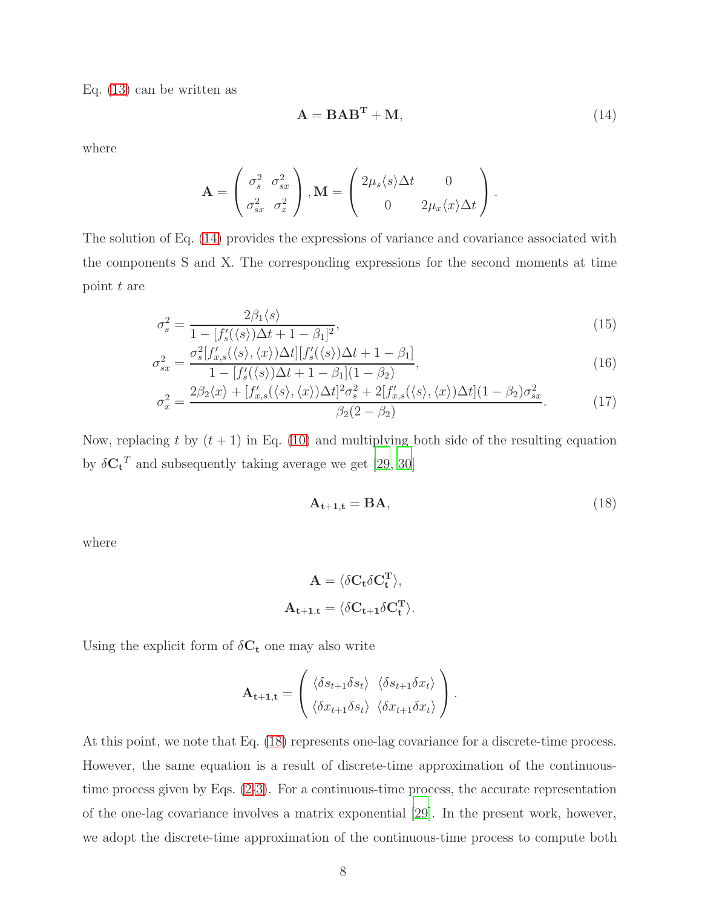Eq. (13) can be written as

$$\mathbf{A} = \mathbf{B}\mathbf{A}\mathbf{B}^{\mathbf{T}} + \mathbf{M}, \tag{14}$$

where

$$\mathbf{A} = \begin{pmatrix} \sigma_s^2 & \sigma_{sx}^2 \\ \sigma_{sx}^2 & \sigma_x^2 \end{pmatrix}, \mathbf{M} = \begin{pmatrix} 2\mu_s\langle s\rangle\Delta t & 0 \\ 0 & 2\mu_x\langle x\rangle\Delta t \end{pmatrix}.$$

The solution of Eq. (14) provides the expressions of variance and covariance associated with the components S and X. The corresponding expressions for the second moments at time point $t$ are

$$\sigma_s^2 = \frac{2\beta_1\langle s\rangle}{1-[f_s'(\langle s\rangle)\Delta t + 1 - \beta_1]^2}, \tag{15}$$

$$\sigma_{sx}^2 = \frac{\sigma_s^2[f_{x,s}'(\langle s\rangle,\langle x\rangle)\Delta t][f_s'(\langle s\rangle)\Delta t + 1 - \beta_1]}{1-[f_s'(\langle s\rangle)\Delta t + 1 - \beta_1](1-\beta_2)}, \tag{16}$$

$$\sigma_x^2 = \frac{2\beta_2\langle x\rangle + [f_{x,s}'(\langle s\rangle,\langle x\rangle)\Delta t]^2\sigma_s^2 + 2[f_{x,s}'(\langle s\rangle,\langle x\rangle)\Delta t](1-\beta_2)\sigma_{sx}^2}{\beta_2(2-\beta_2)}. \tag{17}$$

Now, replacing $t$ by $(t+1)$ in Eq. (10) and multiplying both side of the resulting equation by $\delta\mathbf{C_t}^T$ and subsequently taking average we get [29, 30]

$$\mathbf{A_{t+1,t}} = \mathbf{B}\mathbf{A}, \tag{18}$$

where

$$\mathbf{A} = \langle \delta\mathbf{C_t}\delta\mathbf{C_t^T}\rangle,$$

$$\mathbf{A_{t+1,t}} = \langle \delta\mathbf{C_{t+1}}\delta\mathbf{C_t^T}\rangle.$$

Using the explicit form of $\delta\mathbf{C_t}$ one may also write

$$\mathbf{A_{t+1,t}} = \begin{pmatrix} \langle\delta s_{t+1}\delta s_t\rangle & \langle\delta s_{t+1}\delta x_t\rangle \\ \langle\delta x_{t+1}\delta s_t\rangle & \langle\delta x_{t+1}\delta x_t\rangle \end{pmatrix}.$$

At this point, we note that Eq. (18) represents one-lag covariance for a discrete-time process. However, the same equation is a result of discrete-time approximation of the continuous-time process given by Eqs. (2-3). For a continuous-time process, the accurate representation of the one-lag covariance involves a matrix exponential [29]. In the present work, however, we adopt the discrete-time approximation of the continuous-time process to compute both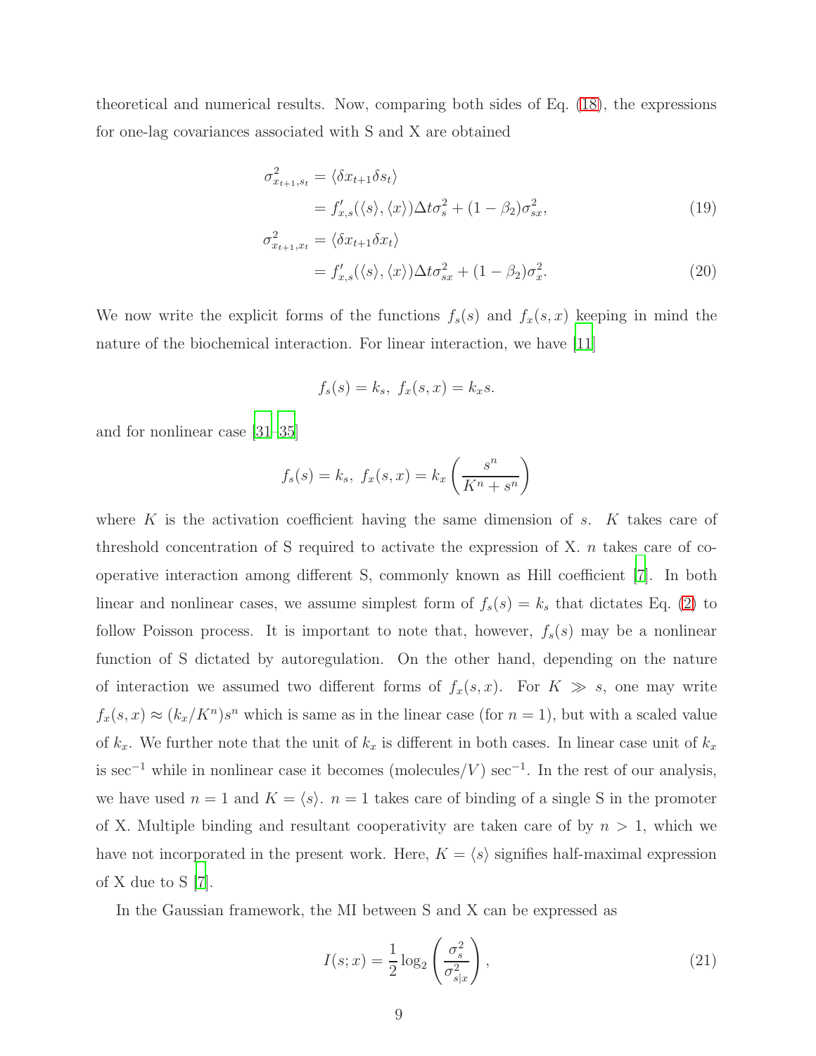theoretical and numerical results. Now, comparing both sides of Eq. (18), the expressions for one-lag covariances associated with S and X are obtained

$$
\begin{aligned}
\sigma^2_{x_{t+1},s_t} &= \langle \delta x_{t+1} \delta s_t \rangle \\
&= f'_{x,s}(\langle s \rangle, \langle x \rangle) \Delta t \sigma_s^2 + (1-\beta_2)\sigma^2_{sx}, \qquad (19) \\
\sigma^2_{x_{t+1},x_t} &= \langle \delta x_{t+1} \delta x_t \rangle \\
&= f'_{x,s}(\langle s \rangle, \langle x \rangle) \Delta t \sigma_{sx}^2 + (1-\beta_2)\sigma^2_{x}. \qquad (20)
\end{aligned}
$$

We now write the explicit forms of the functions $f_s(s)$ and $f_x(s,x)$ keeping in mind the nature of the biochemical interaction. For linear interaction, we have [11]

$$
f_s(s) = k_s, \; f_x(s,x) = k_x s.
$$

and for nonlinear case [31–35]

$$
f_s(s) = k_s, \; f_x(s,x) = k_x \left( \frac{s^n}{K^n + s^n} \right)
$$

where $K$ is the activation coefficient having the same dimension of $s$. $K$ takes care of threshold concentration of S required to activate the expression of X. $n$ takes care of co-operative interaction among different S, commonly known as Hill coefficient [7]. In both linear and nonlinear cases, we assume simplest form of $f_s(s) = k_s$ that dictates Eq. (2) to follow Poisson process. It is important to note that, however, $f_s(s)$ may be a nonlinear function of S dictated by autoregulation. On the other hand, depending on the nature of interaction we assumed two different forms of $f_x(s,x)$. For $K \gg s$, one may write $f_x(s,x) \approx (k_x/K^n)s^n$ which is same as in the linear case (for $n = 1$), but with a scaled value of $k_x$. We further note that the unit of $k_x$ is different in both cases. In linear case unit of $k_x$ is $\text{sec}^{-1}$ while in nonlinear case it becomes (molecules/$V$) $\text{sec}^{-1}$. In the rest of our analysis, we have used $n = 1$ and $K = \langle s \rangle$. $n = 1$ takes care of binding of a single S in the promoter of X. Multiple binding and resultant cooperativity are taken care of by $n > 1$, which we have not incorporated in the present work. Here, $K = \langle s \rangle$ signifies half-maximal expression of X due to S [7].

In the Gaussian framework, the MI between S and X can be expressed as

$$
I(s;x) = \frac{1}{2} \log_2 \left( \frac{\sigma_s^2}{\sigma^2_{s|x}} \right), \qquad (21)
$$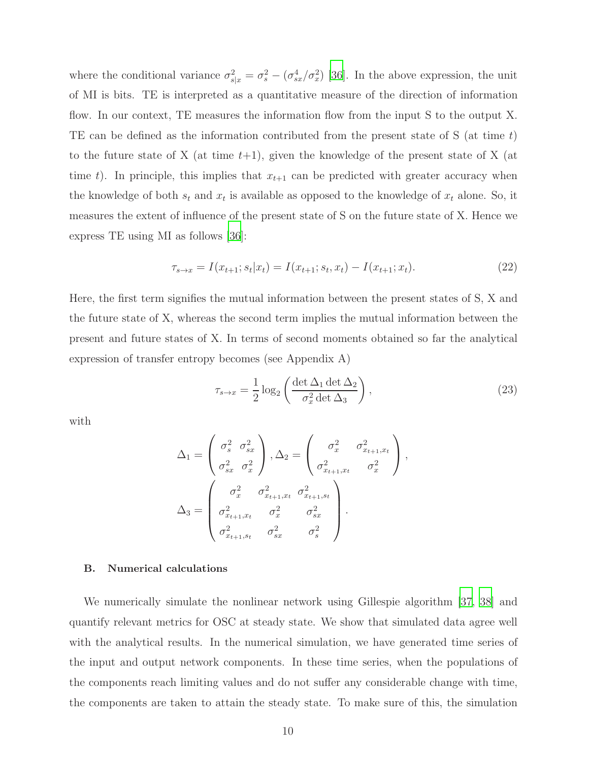where the conditional variance $\sigma^2_{s|x} = \sigma^2_s - (\sigma^4_{sx}/\sigma^2_x)$ [36]. In the above expression, the unit of MI is bits. TE is interpreted as a quantitative measure of the direction of information flow. In our context, TE measures the information flow from the input S to the output X. TE can be defined as the information contributed from the present state of S (at time $t$) to the future state of X (at time $t$+1), given the knowledge of the present state of X (at time $t$). In principle, this implies that $x_{t+1}$ can be predicted with greater accuracy when the knowledge of both $s_t$ and $x_t$ is available as opposed to the knowledge of $x_t$ alone. So, it measures the extent of influence of the present state of S on the future state of X. Hence we express TE using MI as follows [36]:

$$\tau_{s\to x} = I(x_{t+1}; s_t|x_t) = I(x_{t+1}; s_t, x_t) - I(x_{t+1}; x_t). \tag{22}$$

Here, the first term signifies the mutual information between the present states of S, X and the future state of X, whereas the second term implies the mutual information between the present and future states of X. In terms of second moments obtained so far the analytical expression of transfer entropy becomes (see Appendix A)

$$\tau_{s\to x} = \frac{1}{2}\log_2\left(\frac{\det \Delta_1 \det \Delta_2}{\sigma^2_x \det \Delta_3}\right), \tag{23}$$

with

$$\Delta_1 = \begin{pmatrix} \sigma^2_s & \sigma^2_{sx} \\ \sigma^2_{sx} & \sigma^2_x \end{pmatrix}, \Delta_2 = \begin{pmatrix} \sigma^2_x & \sigma^2_{x_{t+1},x_t} \\ \sigma^2_{x_{t+1},x_t} & \sigma^2_x \end{pmatrix},$$

$$\Delta_3 = \begin{pmatrix} \sigma^2_x & \sigma^2_{x_{t+1},x_t} & \sigma^2_{x_{t+1},s_t} \\ \sigma^2_{x_{t+1},x_t} & \sigma^2_x & \sigma^2_{sx} \\ \sigma^2_{x_{t+1},s_t} & \sigma^2_{sx} & \sigma^2_s \end{pmatrix}.$$

### B. Numerical calculations

We numerically simulate the nonlinear network using Gillespie algorithm [37, 38] and quantify relevant metrics for OSC at steady state. We show that simulated data agree well with the analytical results. In the numerical simulation, we have generated time series of the input and output network components. In these time series, when the populations of the components reach limiting values and do not suffer any considerable change with time, the components are taken to attain the steady state. To make sure of this, the simulation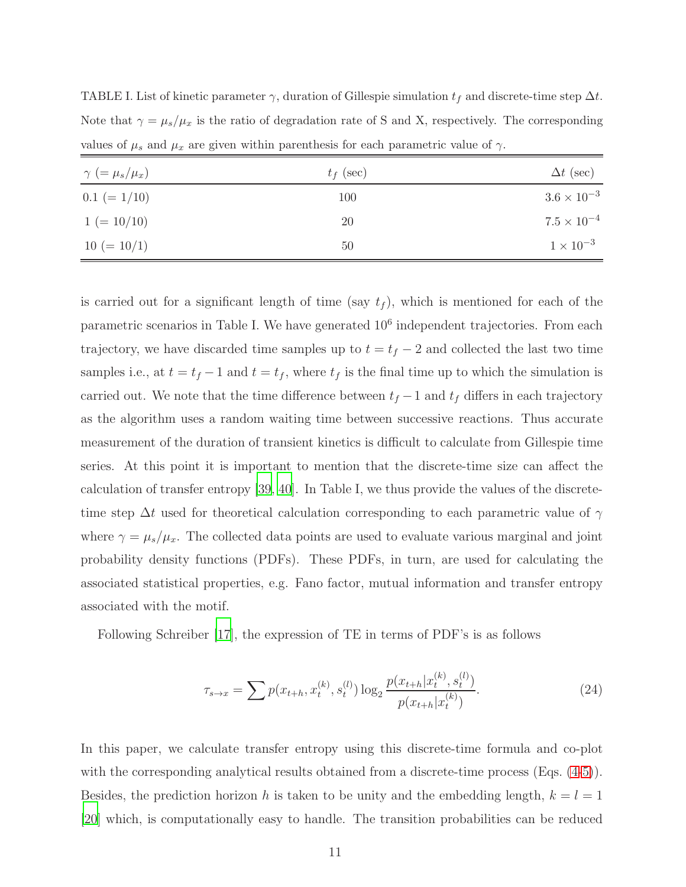TABLE I. List of kinetic parameter $\gamma$, duration of Gillespie simulation $t_f$ and discrete-time step $\Delta t$. Note that $\gamma = \mu_s/\mu_x$ is the ratio of degradation rate of S and X, respectively. The corresponding values of $\mu_s$ and $\mu_x$ are given within parenthesis for each parametric value of $\gamma$.

| $\gamma$ $(= \mu_s/\mu_x)$ | $t_f$ (sec) | $\Delta t$ (sec) |
|---|---|---|
| 0.1 $(= 1/10)$ | 100 | $3.6 \times 10^{-3}$ |
| 1 $(= 10/10)$ | 20 | $7.5 \times 10^{-4}$ |
| 10 $(= 10/1)$ | 50 | $1 \times 10^{-3}$ |

is carried out for a significant length of time (say $t_f$), which is mentioned for each of the parametric scenarios in Table I. We have generated $10^6$ independent trajectories. From each trajectory, we have discarded time samples up to $t = t_f - 2$ and collected the last two time samples i.e., at $t = t_f - 1$ and $t = t_f$, where $t_f$ is the final time up to which the simulation is carried out. We note that the time difference between $t_f - 1$ and $t_f$ differs in each trajectory as the algorithm uses a random waiting time between successive reactions. Thus accurate measurement of the duration of transient kinetics is difficult to calculate from Gillespie time series. At this point it is important to mention that the discrete-time size can affect the calculation of transfer entropy [39, 40]. In Table I, we thus provide the values of the discrete-time step $\Delta t$ used for theoretical calculation corresponding to each parametric value of $\gamma$ where $\gamma = \mu_s/\mu_x$. The collected data points are used to evaluate various marginal and joint probability density functions (PDFs). These PDFs, in turn, are used for calculating the associated statistical properties, e.g. Fano factor, mutual information and transfer entropy associated with the motif.

Following Schreiber [17], the expression of TE in terms of PDF's is as follows

$$\tau_{s \to x} = \sum p(x_{t+h}, x_t^{(k)}, s_t^{(l)}) \log_2 \frac{p(x_{t+h}|x_t^{(k)}, s_t^{(l)})}{p(x_{t+h}|x_t^{(k)})}. \tag{24}$$

In this paper, we calculate transfer entropy using this discrete-time formula and co-plot with the corresponding analytical results obtained from a discrete-time process (Eqs. (4-5)). Besides, the prediction horizon $h$ is taken to be unity and the embedding length, $k = l = 1$ [20] which, is computationally easy to handle. The transition probabilities can be reduced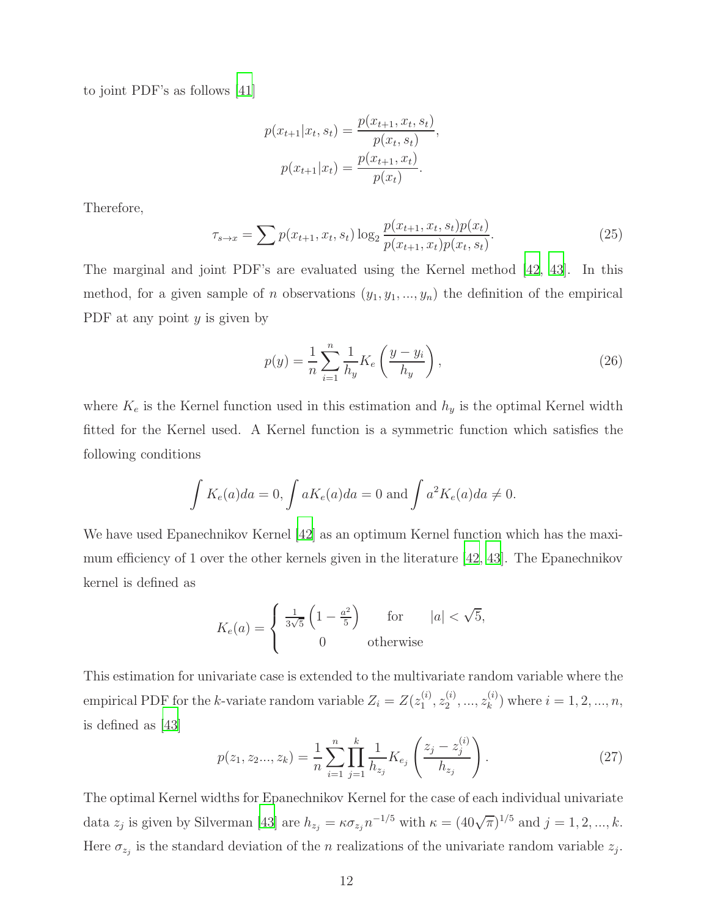to joint PDF's as follows [41]

$$p(x_{t+1}|x_t, s_t) = \frac{p(x_{t+1}, x_t, s_t)}{p(x_t, s_t)},$$

$$p(x_{t+1}|x_t) = \frac{p(x_{t+1}, x_t)}{p(x_t)}.$$

Therefore,

$$\tau_{s\to x} = \sum p(x_{t+1}, x_t, s_t) \log_2 \frac{p(x_{t+1}, x_t, s_t)p(x_t)}{p(x_{t+1}, x_t)p(x_t, s_t)}. \tag{25}$$

The marginal and joint PDF's are evaluated using the Kernel method [42, 43]. In this method, for a given sample of $n$ observations $(y_1, y_1, ..., y_n)$ the definition of the empirical PDF at any point $y$ is given by

$$p(y) = \frac{1}{n}\sum_{i=1}^{n} \frac{1}{h_y} K_e\left(\frac{y - y_i}{h_y}\right), \tag{26}$$

where $K_e$ is the Kernel function used in this estimation and $h_y$ is the optimal Kernel width fitted for the Kernel used. A Kernel function is a symmetric function which satisfies the following conditions

$$\int K_e(a)da = 0, \int aK_e(a)da = 0 \text{ and } \int a^2 K_e(a)da \neq 0.$$

We have used Epanechnikov Kernel [42] as an optimum Kernel function which has the maximum efficiency of 1 over the other kernels given in the literature [42, 43]. The Epanechnikov kernel is defined as

$$K_e(a) = \begin{cases} \frac{1}{3\sqrt{5}}\left(1 - \frac{a^2}{5}\right) & \text{for} \quad |a| < \sqrt{5}, \\ 0 & \text{otherwise} \end{cases}$$

This estimation for univariate case is extended to the multivariate random variable where the empirical PDF for the $k$-variate random variable $Z_i = Z(z_1^{(i)}, z_2^{(i)}, ..., z_k^{(i)})$ where $i = 1, 2, ..., n$, is defined as [43]

$$p(z_1, z_2..., z_k) = \frac{1}{n}\sum_{i=1}^{n}\prod_{j=1}^{k} \frac{1}{h_{z_j}} K_{e_j}\left(\frac{z_j - z_j^{(i)}}{h_{z_j}}\right). \tag{27}$$

The optimal Kernel widths for Epanechnikov Kernel for the case of each individual univariate data $z_j$ is given by Silverman [43] are $h_{z_j} = \kappa\sigma_{z_j} n^{-1/5}$ with $\kappa = (40\sqrt{\pi})^{1/5}$ and $j = 1, 2, ..., k$. Here $\sigma_{z_j}$ is the standard deviation of the $n$ realizations of the univariate random variable $z_j$.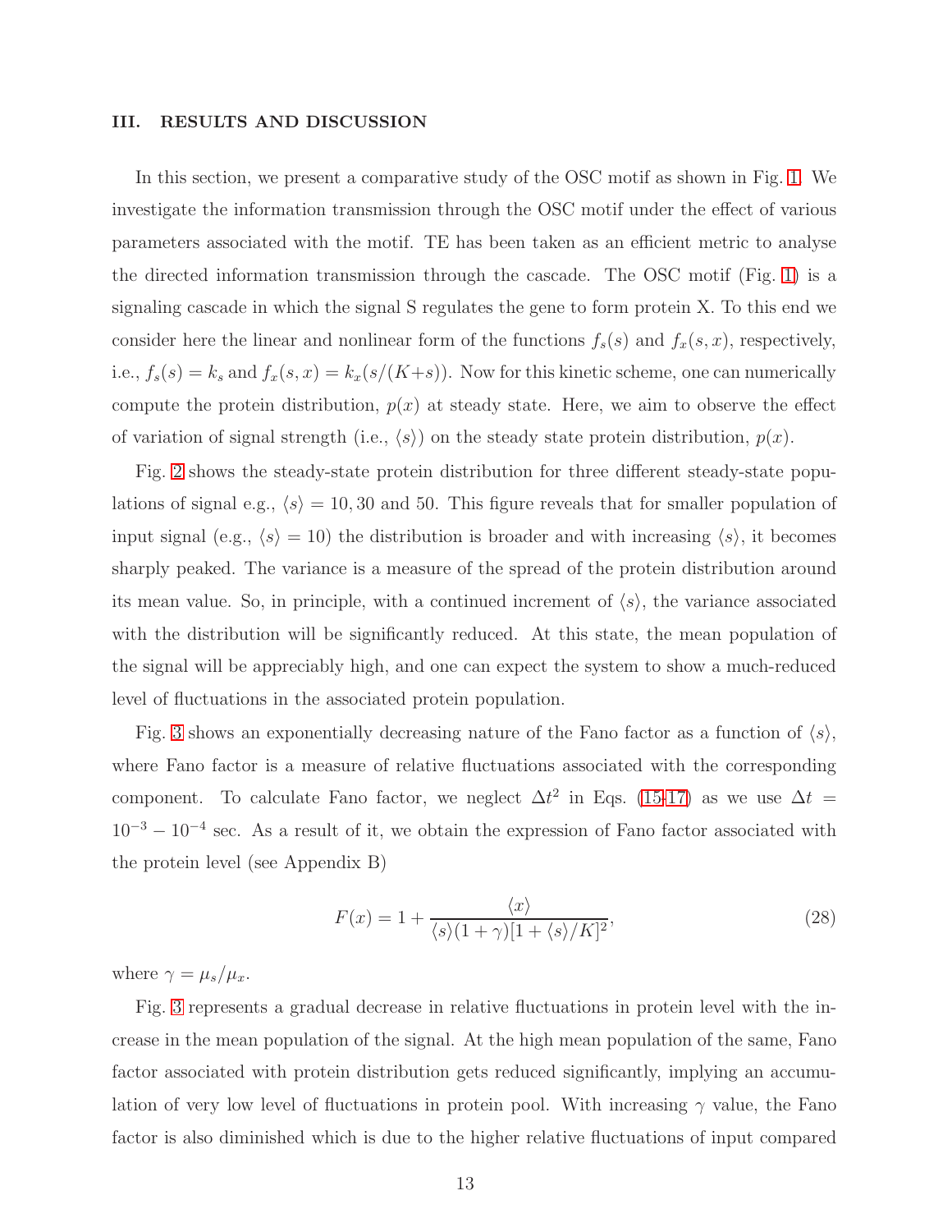## III. RESULTS AND DISCUSSION

In this section, we present a comparative study of the OSC motif as shown in Fig. 1. We investigate the information transmission through the OSC motif under the effect of various parameters associated with the motif. TE has been taken as an efficient metric to analyse the directed information transmission through the cascade. The OSC motif (Fig. 1) is a signaling cascade in which the signal S regulates the gene to form protein X. To this end we consider here the linear and nonlinear form of the functions $f_s(s)$ and $f_x(s,x)$, respectively, i.e., $f_s(s) = k_s$ and $f_x(s,x) = k_x(s/(K+s))$. Now for this kinetic scheme, one can numerically compute the protein distribution, $p(x)$ at steady state. Here, we aim to observe the effect of variation of signal strength (i.e., $\langle s \rangle$) on the steady state protein distribution, $p(x)$.

Fig. 2 shows the steady-state protein distribution for three different steady-state populations of signal e.g., $\langle s \rangle = 10, 30$ and $50$. This figure reveals that for smaller population of input signal (e.g., $\langle s \rangle = 10$) the distribution is broader and with increasing $\langle s \rangle$, it becomes sharply peaked. The variance is a measure of the spread of the protein distribution around its mean value. So, in principle, with a continued increment of $\langle s \rangle$, the variance associated with the distribution will be significantly reduced. At this state, the mean population of the signal will be appreciably high, and one can expect the system to show a much-reduced level of fluctuations in the associated protein population.

Fig. 3 shows an exponentially decreasing nature of the Fano factor as a function of $\langle s \rangle$, where Fano factor is a measure of relative fluctuations associated with the corresponding component. To calculate Fano factor, we neglect $\Delta t^2$ in Eqs. (15-17) as we use $\Delta t = 10^{-3} - 10^{-4}$ sec. As a result of it, we obtain the expression of Fano factor associated with the protein level (see Appendix B)

$$F(x) = 1 + \frac{\langle x \rangle}{\langle s \rangle (1+\gamma)[1+\langle s \rangle /K]^2}, \tag{28}$$

where $\gamma = \mu_s/\mu_x$.

Fig. 3 represents a gradual decrease in relative fluctuations in protein level with the increase in the mean population of the signal. At the high mean population of the same, Fano factor associated with protein distribution gets reduced significantly, implying an accumulation of very low level of fluctuations in protein pool. With increasing $\gamma$ value, the Fano factor is also diminished which is due to the higher relative fluctuations of input compared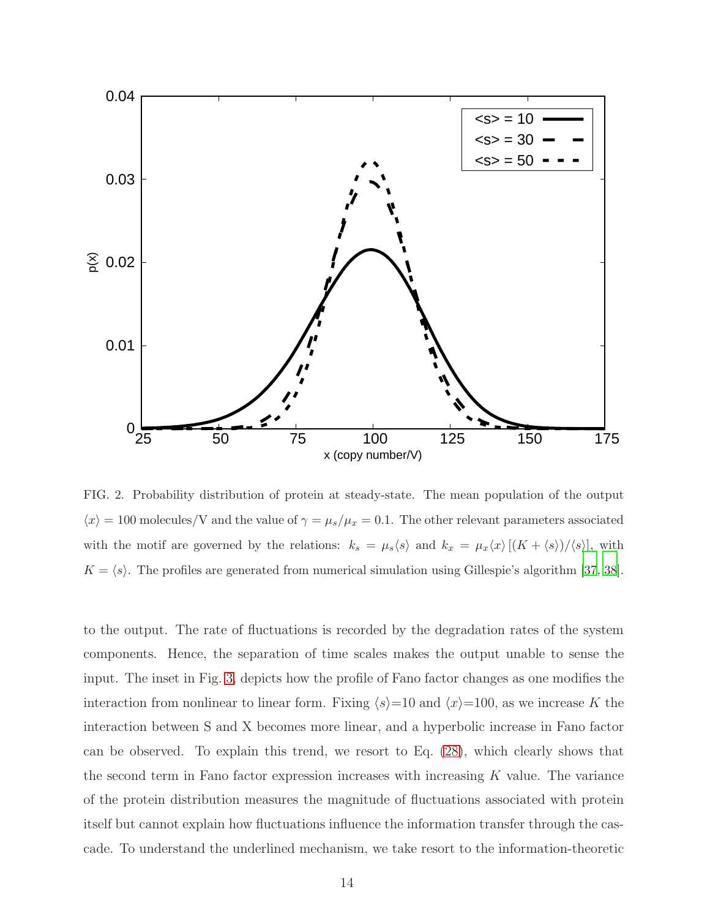FIG. 2. Probability distribution of protein at steady-state. The mean population of the output $\langle x \rangle = 100$ molecules/V and the value of $\gamma = \mu_s/\mu_x = 0.1$. The other relevant parameters associated with the motif are governed by the relations: $k_s = \mu_s \langle s \rangle$ and $k_x = \mu_x \langle x \rangle \left[ (K + \langle s \rangle)/\langle s \rangle \right]$, with $K = \langle s \rangle$. The profiles are generated from numerical simulation using Gillespie's algorithm [37, 38].

to the output. The rate of fluctuations is recorded by the degradation rates of the system components. Hence, the separation of time scales makes the output unable to sense the input. The inset in Fig. 3, depicts how the profile of Fano factor changes as one modifies the interaction from nonlinear to linear form. Fixing $\langle s \rangle$=10 and $\langle x \rangle$=100, as we increase $K$ the interaction between S and X becomes more linear, and a hyperbolic increase in Fano factor can be observed. To explain this trend, we resort to Eq. (28), which clearly shows that the second term in Fano factor expression increases with increasing $K$ value. The variance of the protein distribution measures the magnitude of fluctuations associated with protein itself but cannot explain how fluctuations influence the information transfer through the cascade. To understand the underlined mechanism, we take resort to the information-theoretic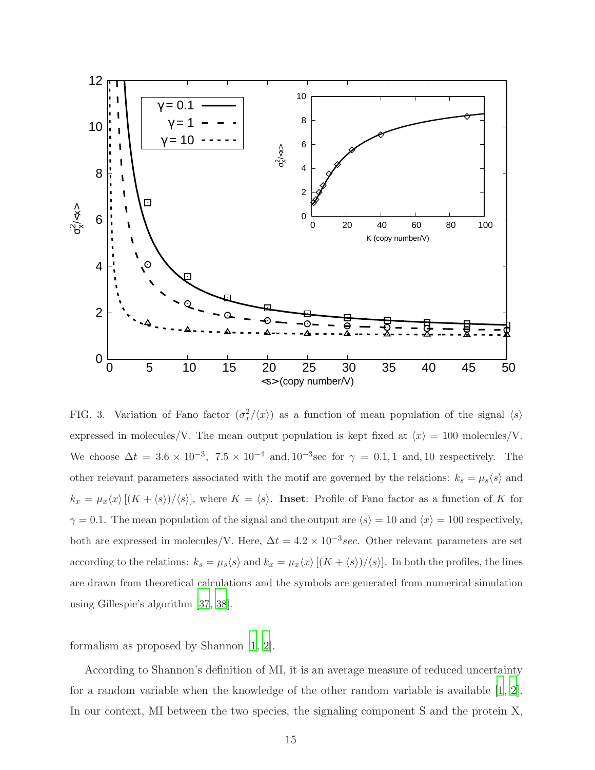FIG. 3. Variation of Fano factor ($\sigma_x^2/\langle x\rangle$) as a function of mean population of the signal $\langle s\rangle$ expressed in molecules/V. The mean output population is kept fixed at $\langle x\rangle = 100$ molecules/V. We choose $\Delta t = 3.6 \times 10^{-3}$, $7.5 \times 10^{-4}$ and, $10^{-3}$sec for $\gamma = 0.1, 1$ and, $10$ respectively. The other relevant parameters associated with the motif are governed by the relations: $k_s = \mu_s\langle s\rangle$ and $k_x = \mu_x\langle x\rangle\,[(K + \langle s\rangle)/\langle s\rangle]$, where $K = \langle s\rangle$. **Inset**: Profile of Fano factor as a function of $K$ for $\gamma = 0.1$. The mean population of the signal and the output are $\langle s\rangle = 10$ and $\langle x\rangle = 100$ respectively, both are expressed in molecules/V. Here, $\Delta t = 4.2 \times 10^{-3}sec$. Other relevant parameters are set according to the relations: $k_s = \mu_s\langle s\rangle$ and $k_x = \mu_x\langle x\rangle\,[(K + \langle s\rangle)/\langle s\rangle]$. In both the profiles, the lines are drawn from theoretical calculations and the symbols are generated from numerical simulation using Gillespie's algorithm [37, 38].

formalism as proposed by Shannon [1, 2].

According to Shannon's definition of MI, it is an average measure of reduced uncertainty for a random variable when the knowledge of the other random variable is available [1, 2]. In our context, MI between the two species, the signaling component S and the protein X,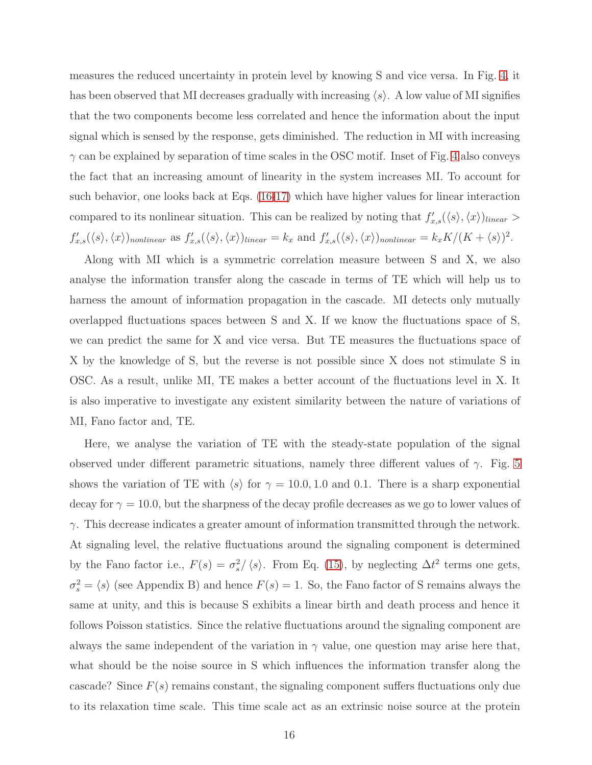measures the reduced uncertainty in protein level by knowing S and vice versa. In Fig. 4, it has been observed that MI decreases gradually with increasing $\langle s \rangle$. A low value of MI signifies that the two components become less correlated and hence the information about the input signal which is sensed by the response, gets diminished. The reduction in MI with increasing $\gamma$ can be explained by separation of time scales in the OSC motif. Inset of Fig. 4 also conveys the fact that an increasing amount of linearity in the system increases MI. To account for such behavior, one looks back at Eqs. (16-17) which have higher values for linear interaction compared to its nonlinear situation. This can be realized by noting that $f'_{x,s}(\langle s \rangle, \langle x \rangle)_{linear} > f'_{x,s}(\langle s \rangle, \langle x \rangle)_{nonlinear}$ as $f'_{x,s}(\langle s \rangle, \langle x \rangle)_{linear} = k_x$ and $f'_{x,s}(\langle s \rangle, \langle x \rangle)_{nonlinear} = k_x K/(K + \langle s \rangle)^2$.

Along with MI which is a symmetric correlation measure between S and X, we also analyse the information transfer along the cascade in terms of TE which will help us to harness the amount of information propagation in the cascade. MI detects only mutually overlapped fluctuations spaces between S and X. If we know the fluctuations space of S, we can predict the same for X and vice versa. But TE measures the fluctuations space of X by the knowledge of S, but the reverse is not possible since X does not stimulate S in OSC. As a result, unlike MI, TE makes a better account of the fluctuations level in X. It is also imperative to investigate any existent similarity between the nature of variations of MI, Fano factor and, TE.

Here, we analyse the variation of TE with the steady-state population of the signal observed under different parametric situations, namely three different values of $\gamma$. Fig. 5 shows the variation of TE with $\langle s \rangle$ for $\gamma = 10.0, 1.0$ and $0.1$. There is a sharp exponential decay for $\gamma = 10.0$, but the sharpness of the decay profile decreases as we go to lower values of $\gamma$. This decrease indicates a greater amount of information transmitted through the network. At signaling level, the relative fluctuations around the signaling component is determined by the Fano factor i.e., $F(s) = \sigma_s^2/\langle s \rangle$. From Eq. (15), by neglecting $\Delta t^2$ terms one gets, $\sigma_s^2 = \langle s \rangle$ (see Appendix B) and hence $F(s) = 1$. So, the Fano factor of S remains always the same at unity, and this is because S exhibits a linear birth and death process and hence it follows Poisson statistics. Since the relative fluctuations around the signaling component are always the same independent of the variation in $\gamma$ value, one question may arise here that, what should be the noise source in S which influences the information transfer along the cascade? Since $F(s)$ remains constant, the signaling component suffers fluctuations only due to its relaxation time scale. This time scale act as an extrinsic noise source at the protein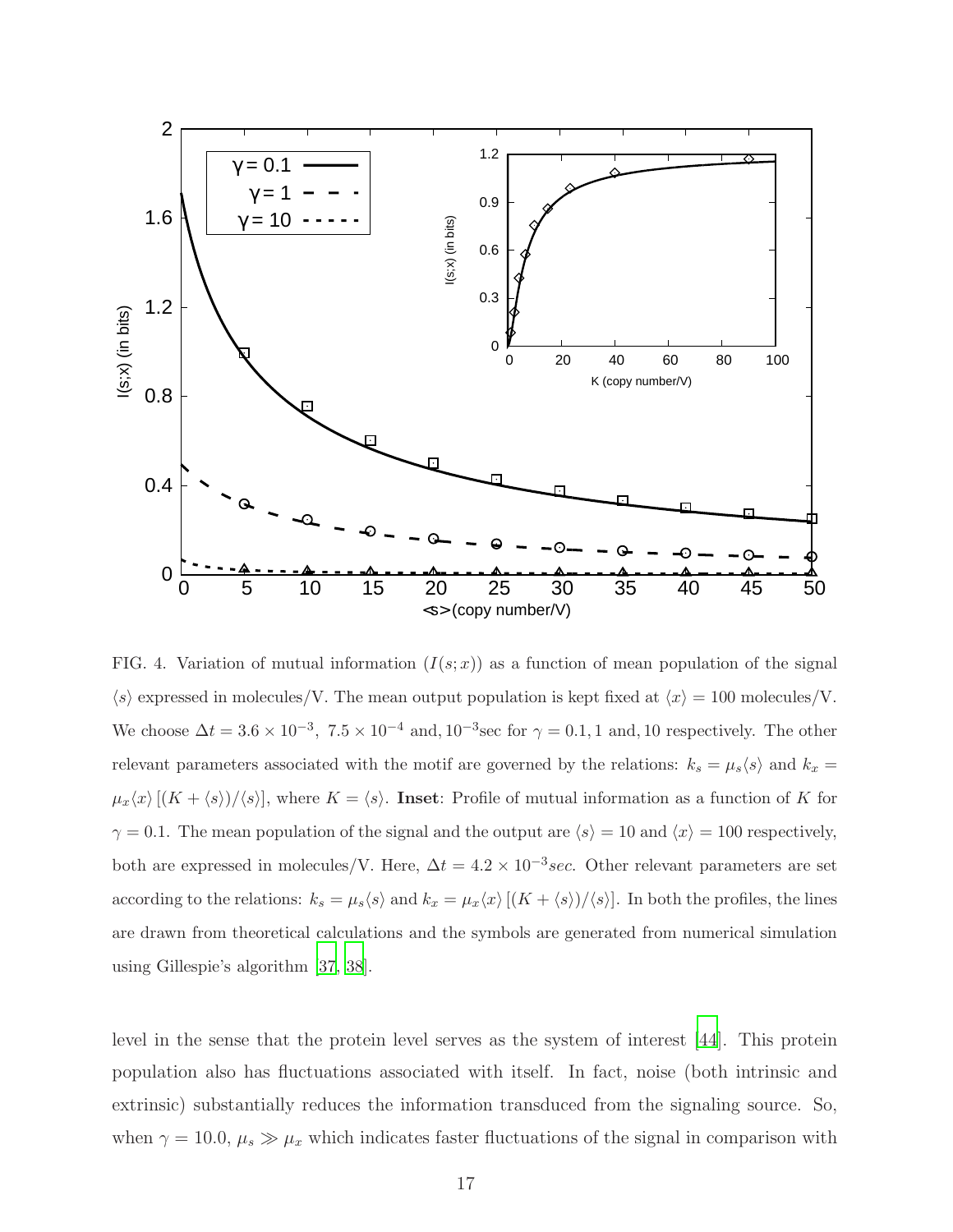FIG. 4. Variation of mutual information ($I(s;x)$) as a function of mean population of the signal $\langle s \rangle$ expressed in molecules/V. The mean output population is kept fixed at $\langle x \rangle = 100$ molecules/V. We choose $\Delta t = 3.6 \times 10^{-3},\ 7.5 \times 10^{-4}$ and, $10^{-3}$sec for $\gamma = 0.1, 1$ and, $10$ respectively. The other relevant parameters associated with the motif are governed by the relations: $k_s = \mu_s \langle s \rangle$ and $k_x = \mu_x \langle x \rangle \left[ (K + \langle s \rangle)/\langle s \rangle \right]$, where $K = \langle s \rangle$. **Inset**: Profile of mutual information as a function of $K$ for $\gamma = 0.1$. The mean population of the signal and the output are $\langle s \rangle = 10$ and $\langle x \rangle = 100$ respectively, both are expressed in molecules/V. Here, $\Delta t = 4.2 \times 10^{-3} sec$. Other relevant parameters are set according to the relations: $k_s = \mu_s \langle s \rangle$ and $k_x = \mu_x \langle x \rangle \left[ (K + \langle s \rangle)/\langle s \rangle \right]$. In both the profiles, the lines are drawn from theoretical calculations and the symbols are generated from numerical simulation using Gillespie's algorithm [37, 38].

level in the sense that the protein level serves as the system of interest [44]. This protein population also has fluctuations associated with itself. In fact, noise (both intrinsic and extrinsic) substantially reduces the information transduced from the signaling source. So, when $\gamma = 10.0$, $\mu_s \gg \mu_x$ which indicates faster fluctuations of the signal in comparison with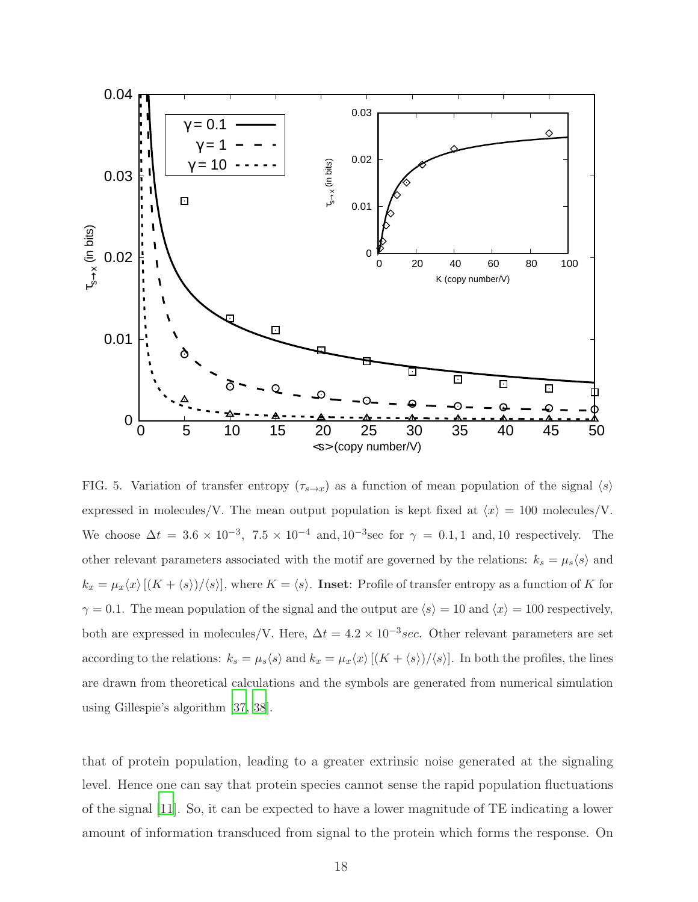FIG. 5. Variation of transfer entropy ($\tau_{s \to x}$) as a function of mean population of the signal $\langle s \rangle$ expressed in molecules/V. The mean output population is kept fixed at $\langle x \rangle = 100$ molecules/V. We choose $\Delta t = 3.6 \times 10^{-3}$, $7.5 \times 10^{-4}$ and, $10^{-3}$sec for $\gamma = 0.1, 1$ and, $10$ respectively. The other relevant parameters associated with the motif are governed by the relations: $k_s = \mu_s \langle s \rangle$ and $k_x = \mu_x \langle x \rangle \left[ (K + \langle s \rangle)/\langle s \rangle \right]$, where $K = \langle s \rangle$. **Inset**: Profile of transfer entropy as a function of $K$ for $\gamma = 0.1$. The mean population of the signal and the output are $\langle s \rangle = 10$ and $\langle x \rangle = 100$ respectively, both are expressed in molecules/V. Here, $\Delta t = 4.2 \times 10^{-3} sec$. Other relevant parameters are set according to the relations: $k_s = \mu_s \langle s \rangle$ and $k_x = \mu_x \langle x \rangle \left[ (K + \langle s \rangle)/\langle s \rangle \right]$. In both the profiles, the lines are drawn from theoretical calculations and the symbols are generated from numerical simulation using Gillespie's algorithm [37, 38].

that of protein population, leading to a greater extrinsic noise generated at the signaling level. Hence one can say that protein species cannot sense the rapid population fluctuations of the signal [11]. So, it can be expected to have a lower magnitude of TE indicating a lower amount of information transduced from signal to the protein which forms the response. On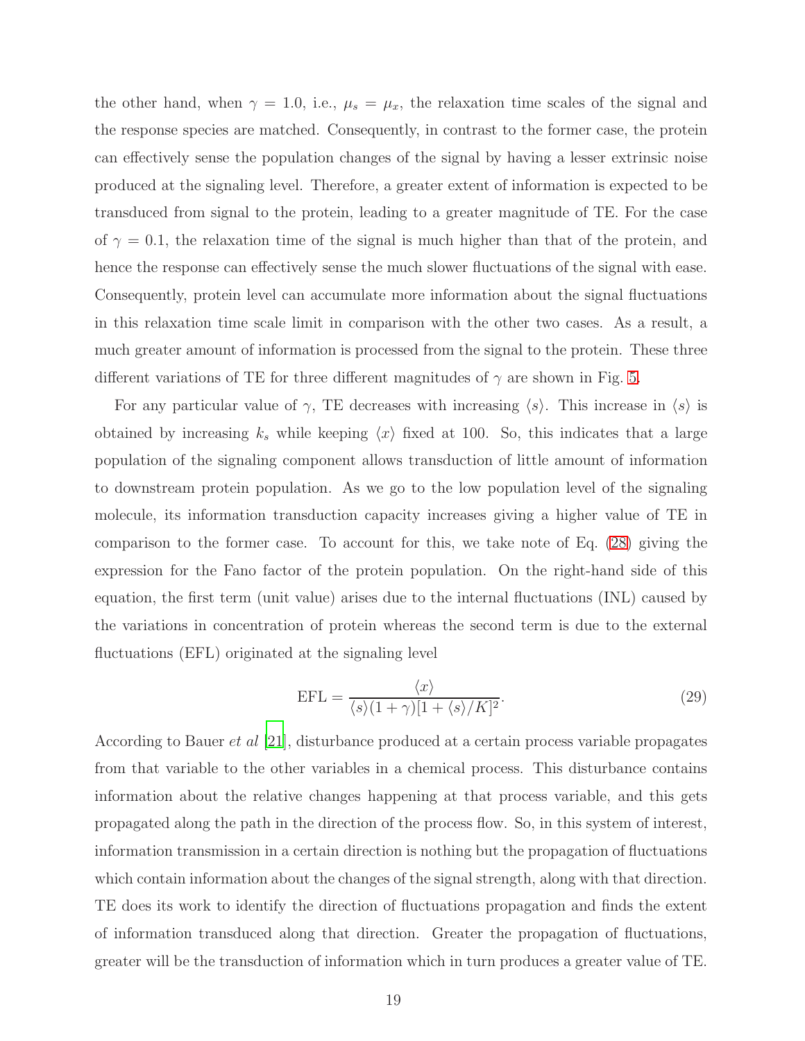the other hand, when $\gamma = 1.0$, i.e., $\mu_s = \mu_x$, the relaxation time scales of the signal and the response species are matched. Consequently, in contrast to the former case, the protein can effectively sense the population changes of the signal by having a lesser extrinsic noise produced at the signaling level. Therefore, a greater extent of information is expected to be transduced from signal to the protein, leading to a greater magnitude of TE. For the case of $\gamma = 0.1$, the relaxation time of the signal is much higher than that of the protein, and hence the response can effectively sense the much slower fluctuations of the signal with ease. Consequently, protein level can accumulate more information about the signal fluctuations in this relaxation time scale limit in comparison with the other two cases. As a result, a much greater amount of information is processed from the signal to the protein. These three different variations of TE for three different magnitudes of $\gamma$ are shown in Fig. 5.

For any particular value of $\gamma$, TE decreases with increasing $\langle s \rangle$. This increase in $\langle s \rangle$ is obtained by increasing $k_s$ while keeping $\langle x \rangle$ fixed at 100. So, this indicates that a large population of the signaling component allows transduction of little amount of information to downstream protein population. As we go to the low population level of the signaling molecule, its information transduction capacity increases giving a higher value of TE in comparison to the former case. To account for this, we take note of Eq. (28) giving the expression for the Fano factor of the protein population. On the right-hand side of this equation, the first term (unit value) arises due to the internal fluctuations (INL) caused by the variations in concentration of protein whereas the second term is due to the external fluctuations (EFL) originated at the signaling level

$$\mathrm{EFL} = \frac{\langle x \rangle}{\langle s \rangle (1+\gamma)[1+\langle s \rangle/K]^2}. \tag{29}$$

According to Bauer *et al* [21], disturbance produced at a certain process variable propagates from that variable to the other variables in a chemical process. This disturbance contains information about the relative changes happening at that process variable, and this gets propagated along the path in the direction of the process flow. So, in this system of interest, information transmission in a certain direction is nothing but the propagation of fluctuations which contain information about the changes of the signal strength, along with that direction. TE does its work to identify the direction of fluctuations propagation and finds the extent of information transduced along that direction. Greater the propagation of fluctuations, greater will be the transduction of information which in turn produces a greater value of TE.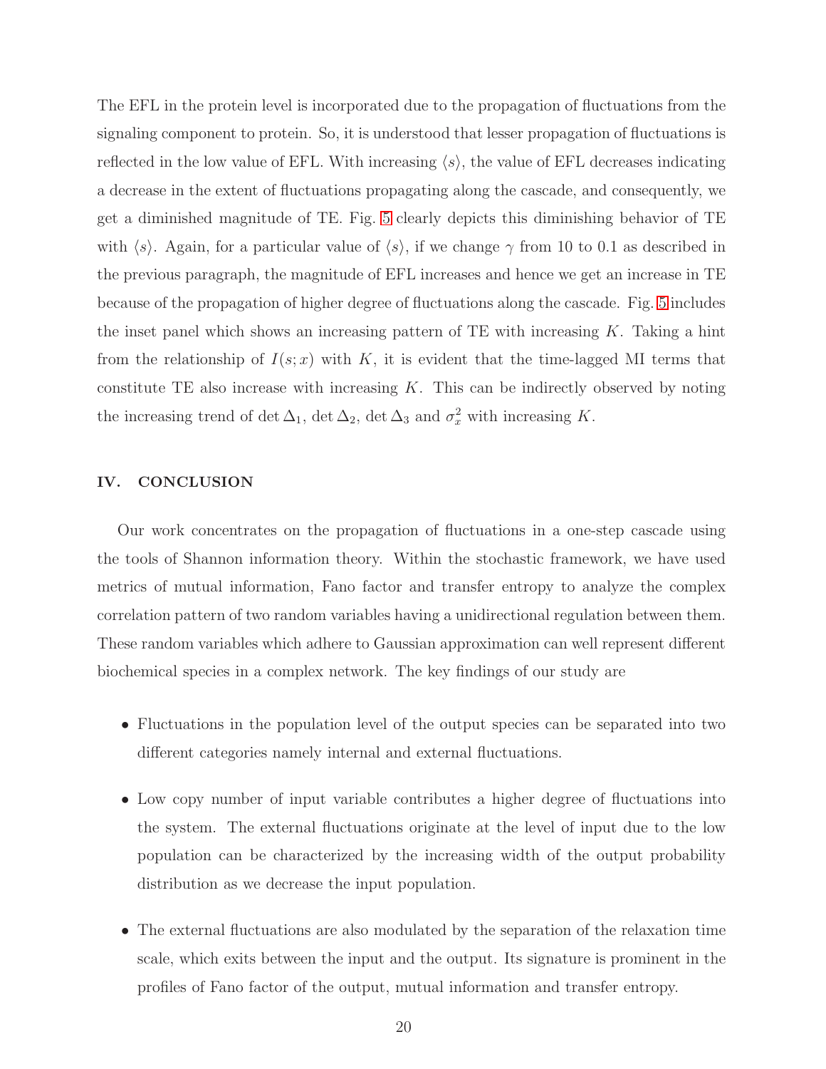The EFL in the protein level is incorporated due to the propagation of fluctuations from the signaling component to protein. So, it is understood that lesser propagation of fluctuations is reflected in the low value of EFL. With increasing $\langle s \rangle$, the value of EFL decreases indicating a decrease in the extent of fluctuations propagating along the cascade, and consequently, we get a diminished magnitude of TE. Fig. 5 clearly depicts this diminishing behavior of TE with $\langle s \rangle$. Again, for a particular value of $\langle s \rangle$, if we change $\gamma$ from 10 to 0.1 as described in the previous paragraph, the magnitude of EFL increases and hence we get an increase in TE because of the propagation of higher degree of fluctuations along the cascade. Fig. 5 includes the inset panel which shows an increasing pattern of TE with increasing $K$. Taking a hint from the relationship of $I(s; x)$ with $K$, it is evident that the time-lagged MI terms that constitute TE also increase with increasing $K$. This can be indirectly observed by noting the increasing trend of $\det \Delta_1$, $\det \Delta_2$, $\det \Delta_3$ and $\sigma_x^2$ with increasing $K$.

## IV. CONCLUSION

Our work concentrates on the propagation of fluctuations in a one-step cascade using the tools of Shannon information theory. Within the stochastic framework, we have used metrics of mutual information, Fano factor and transfer entropy to analyze the complex correlation pattern of two random variables having a unidirectional regulation between them. These random variables which adhere to Gaussian approximation can well represent different biochemical species in a complex network. The key findings of our study are

- Fluctuations in the population level of the output species can be separated into two different categories namely internal and external fluctuations.
- Low copy number of input variable contributes a higher degree of fluctuations into the system. The external fluctuations originate at the level of input due to the low population can be characterized by the increasing width of the output probability distribution as we decrease the input population.
- The external fluctuations are also modulated by the separation of the relaxation time scale, which exits between the input and the output. Its signature is prominent in the profiles of Fano factor of the output, mutual information and transfer entropy.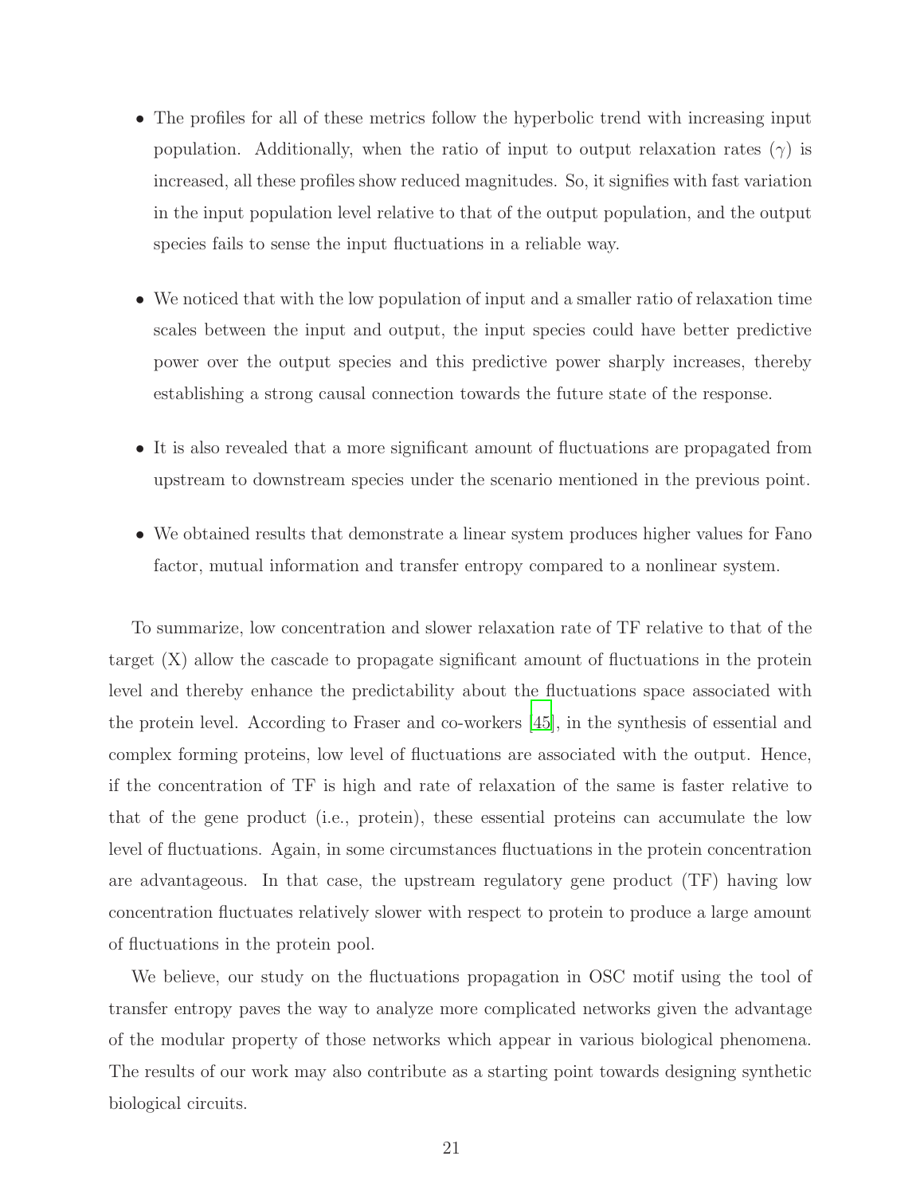- The profiles for all of these metrics follow the hyperbolic trend with increasing input population. Additionally, when the ratio of input to output relaxation rates ($\gamma$) is increased, all these profiles show reduced magnitudes. So, it signifies with fast variation in the input population level relative to that of the output population, and the output species fails to sense the input fluctuations in a reliable way.

- We noticed that with the low population of input and a smaller ratio of relaxation time scales between the input and output, the input species could have better predictive power over the output species and this predictive power sharply increases, thereby establishing a strong causal connection towards the future state of the response.

- It is also revealed that a more significant amount of fluctuations are propagated from upstream to downstream species under the scenario mentioned in the previous point.

- We obtained results that demonstrate a linear system produces higher values for Fano factor, mutual information and transfer entropy compared to a nonlinear system.

To summarize, low concentration and slower relaxation rate of TF relative to that of the target (X) allow the cascade to propagate significant amount of fluctuations in the protein level and thereby enhance the predictability about the fluctuations space associated with the protein level. According to Fraser and co-workers [45], in the synthesis of essential and complex forming proteins, low level of fluctuations are associated with the output. Hence, if the concentration of TF is high and rate of relaxation of the same is faster relative to that of the gene product (i.e., protein), these essential proteins can accumulate the low level of fluctuations. Again, in some circumstances fluctuations in the protein concentration are advantageous. In that case, the upstream regulatory gene product (TF) having low concentration fluctuates relatively slower with respect to protein to produce a large amount of fluctuations in the protein pool.

We believe, our study on the fluctuations propagation in OSC motif using the tool of transfer entropy paves the way to analyze more complicated networks given the advantage of the modular property of those networks which appear in various biological phenomena. The results of our work may also contribute as a starting point towards designing synthetic biological circuits.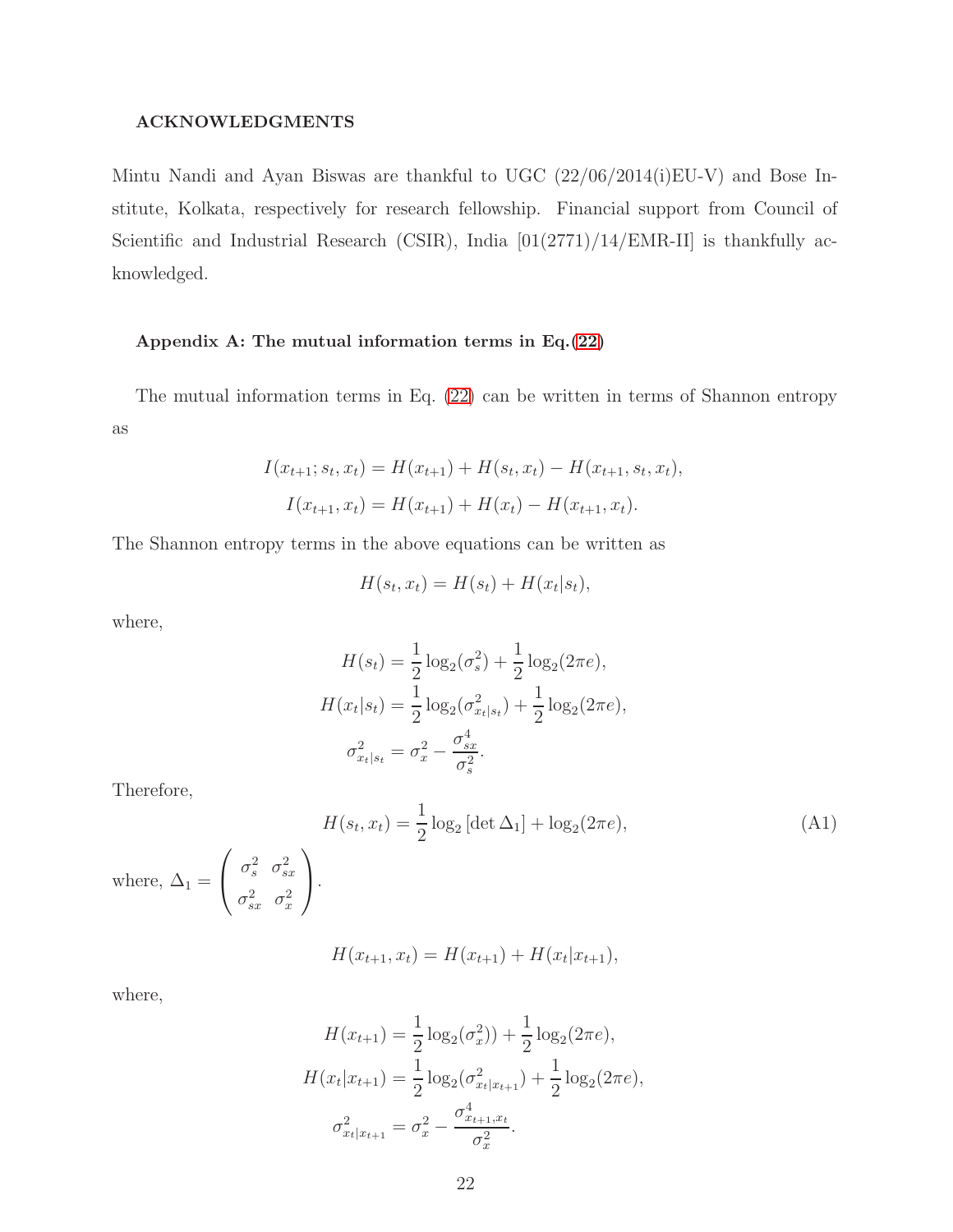## ACKNOWLEDGMENTS

Mintu Nandi and Ayan Biswas are thankful to UGC (22/06/2014(i)EU-V) and Bose Institute, Kolkata, respectively for research fellowship. Financial support from Council of Scientific and Industrial Research (CSIR), India [01(2771)/14/EMR-II] is thankfully acknowledged.

### Appendix A: The mutual information terms in Eq.(22)

The mutual information terms in Eq. (22) can be written in terms of Shannon entropy as

$$I(x_{t+1}; s_t, x_t) = H(x_{t+1}) + H(s_t, x_t) - H(x_{t+1}, s_t, x_t),$$
$$I(x_{t+1}, x_t) = H(x_{t+1}) + H(x_t) - H(x_{t+1}, x_t).$$

The Shannon entropy terms in the above equations can be written as

$$H(s_t, x_t) = H(s_t) + H(x_t|s_t),$$

where,

$$H(s_t) = \frac{1}{2}\log_2(\sigma_s^2) + \frac{1}{2}\log_2(2\pi e),$$
$$H(x_t|s_t) = \frac{1}{2}\log_2(\sigma_{x_t|s_t}^2) + \frac{1}{2}\log_2(2\pi e),$$
$$\sigma_{x_t|s_t}^2 = \sigma_x^2 - \frac{\sigma_{sx}^4}{\sigma_s^2}.$$

Therefore,

$$H(s_t, x_t) = \frac{1}{2}\log_2\left[\det \Delta_1\right] + \log_2(2\pi e), \tag{A1}$$

where, $\Delta_1 = \begin{pmatrix} \sigma_s^2 & \sigma_{sx}^2 \\ \sigma_{sx}^2 & \sigma_x^2 \end{pmatrix}$.

$$H(x_{t+1}, x_t) = H(x_{t+1}) + H(x_t|x_{t+1}),$$

where,

$$H(x_{t+1}) = \frac{1}{2}\log_2(\sigma_x^2)) + \frac{1}{2}\log_2(2\pi e),$$
$$H(x_t|x_{t+1}) = \frac{1}{2}\log_2(\sigma_{x_t|x_{t+1}}^2) + \frac{1}{2}\log_2(2\pi e),$$
$$\sigma_{x_t|x_{t+1}}^2 = \sigma_x^2 - \frac{\sigma_{x_{t+1},x_t}^4}{\sigma_x^2}.$$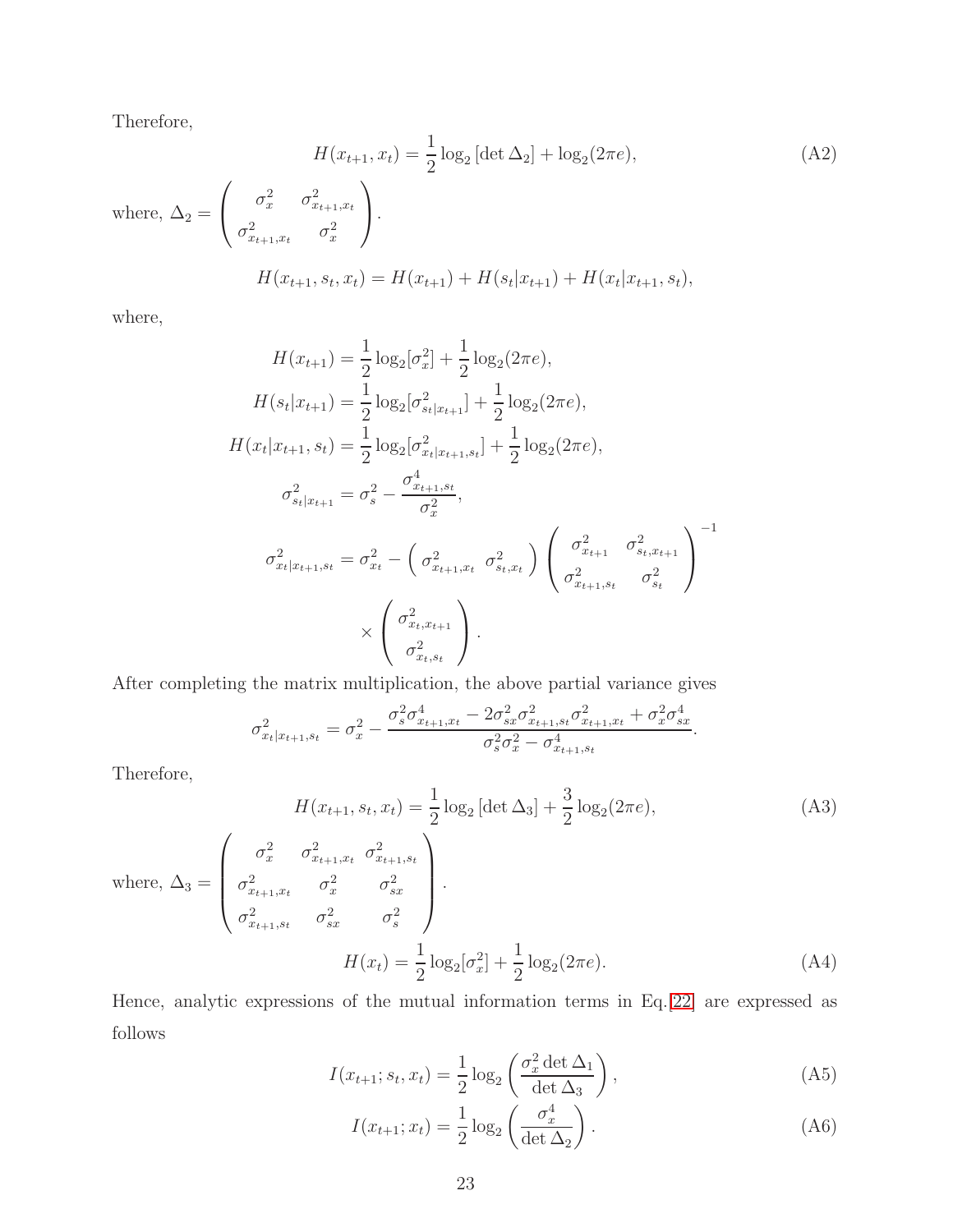Therefore,

$$H(x_{t+1}, x_t) = \frac{1}{2}\log_2\left[\det \Delta_2\right] + \log_2(2\pi e), \tag{A2}$$

where, $\Delta_2 = \begin{pmatrix} \sigma_x^2 & \sigma^2_{x_{t+1},x_t} \\ \sigma^2_{x_{t+1},x_t} & \sigma_x^2 \end{pmatrix}$.

$$H(x_{t+1}, s_t, x_t) = H(x_{t+1}) + H(s_t|x_{t+1}) + H(x_t|x_{t+1}, s_t),$$

where,

$$H(x_{t+1}) = \frac{1}{2}\log_2[\sigma_x^2] + \frac{1}{2}\log_2(2\pi e),$$

$$H(s_t|x_{t+1}) = \frac{1}{2}\log_2[\sigma^2_{s_t|x_{t+1}}] + \frac{1}{2}\log_2(2\pi e),$$

$$H(x_t|x_{t+1}, s_t) = \frac{1}{2}\log_2[\sigma^2_{x_t|x_{t+1},s_t}] + \frac{1}{2}\log_2(2\pi e),$$

$$\sigma^2_{s_t|x_{t+1}} = \sigma_s^2 - \frac{\sigma^4_{x_{t+1},s_t}}{\sigma_x^2},$$

$$\sigma^2_{x_t|x_{t+1},s_t} = \sigma^2_{x_t} - \begin{pmatrix} \sigma^2_{x_{t+1},x_t} & \sigma^2_{s_t,x_t} \end{pmatrix} \begin{pmatrix} \sigma^2_{x_{t+1}} & \sigma^2_{s_t,x_{t+1}} \\ \sigma^2_{x_{t+1},s_t} & \sigma^2_{s_t} \end{pmatrix}^{-1} \times \begin{pmatrix} \sigma^2_{x_t,x_{t+1}} \\ \sigma^2_{x_t,s_t} \end{pmatrix}.$$

After completing the matrix multiplication, the above partial variance gives

$$\sigma^2_{x_t|x_{t+1},s_t} = \sigma_x^2 - \frac{\sigma_s^2\sigma^4_{x_{t+1},x_t} - 2\sigma^2_{sx}\sigma^2_{x_{t+1},s_t}\sigma^2_{x_{t+1},x_t} + \sigma_x^2\sigma^4_{sx}}{\sigma_s^2\sigma_x^2 - \sigma^4_{x_{t+1},s_t}}.$$

Therefore,

$$H(x_{t+1}, s_t, x_t) = \frac{1}{2}\log_2\left[\det \Delta_3\right] + \frac{3}{2}\log_2(2\pi e), \tag{A3}$$

where, $\Delta_3 = \begin{pmatrix} \sigma_x^2 & \sigma^2_{x_{t+1},x_t} & \sigma^2_{x_{t+1},s_t} \\ \sigma^2_{x_{t+1},x_t} & \sigma_x^2 & \sigma^2_{sx} \\ \sigma^2_{x_{t+1},s_t} & \sigma^2_{sx} & \sigma_s^2 \end{pmatrix}$.

$$H(x_t) = \frac{1}{2}\log_2[\sigma_x^2] + \frac{1}{2}\log_2(2\pi e). \tag{A4}$$

Hence, analytic expressions of the mutual information terms in Eq. 22 are expressed as follows

$$I(x_{t+1}; s_t, x_t) = \frac{1}{2}\log_2\left(\frac{\sigma_x^2 \det \Delta_1}{\det \Delta_3}\right), \tag{A5}$$

$$I(x_{t+1}; x_t) = \frac{1}{2}\log_2\left(\frac{\sigma_x^4}{\det \Delta_2}\right). \tag{A6}$$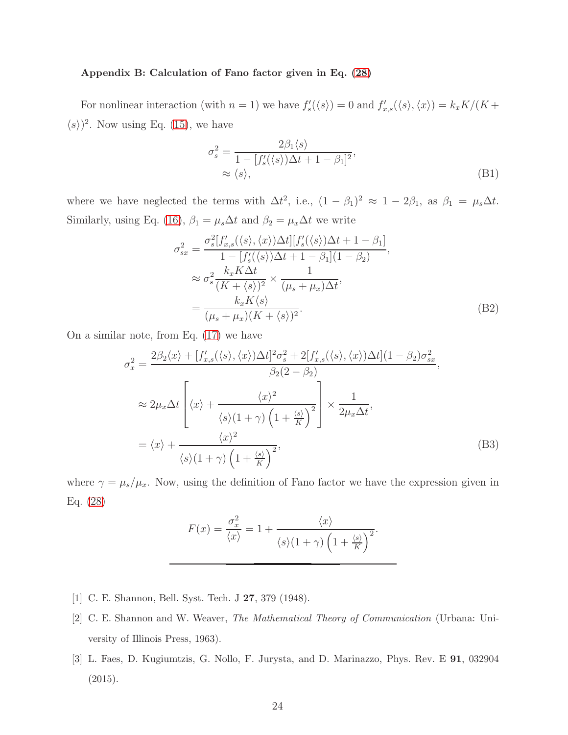### Appendix B: Calculation of Fano factor given in Eq. (28)

For nonlinear interaction (with $n = 1$) we have $f'_s(\langle s \rangle) = 0$ and $f'_{x,s}(\langle s \rangle, \langle x \rangle) = k_x K/(K + \langle s \rangle)^2$. Now using Eq. (15), we have

$$
\begin{aligned}
\sigma_s^2 &= \frac{2\beta_1 \langle s \rangle}{1 - [f'_s(\langle s \rangle)\Delta t + 1 - \beta_1]^2}, \\
&\approx \langle s \rangle,
\end{aligned} \tag{B1}
$$

where we have neglected the terms with $\Delta t^2$, i.e., $(1 - \beta_1)^2 \approx 1 - 2\beta_1$, as $\beta_1 = \mu_s \Delta t$. Similarly, using Eq. (16), $\beta_1 = \mu_s \Delta t$ and $\beta_2 = \mu_x \Delta t$ we write

$$
\begin{aligned}
\sigma_{sx}^2 &= \frac{\sigma_s^2 [f'_{x,s}(\langle s \rangle, \langle x \rangle)\Delta t][f'_s(\langle s \rangle)\Delta t + 1 - \beta_1]}{1 - [f'_s(\langle s \rangle)\Delta t + 1 - \beta_1](1 - \beta_2)}, \\
&\approx \sigma_s^2 \frac{k_x K \Delta t}{(K + \langle s \rangle)^2} \times \frac{1}{(\mu_s + \mu_x)\Delta t}, \\
&= \frac{k_x K \langle s \rangle}{(\mu_s + \mu_x)(K + \langle s \rangle)^2}.
\end{aligned} \tag{B2}
$$

On a similar note, from Eq. (17) we have

$$
\begin{aligned}
\sigma_x^2 &= \frac{2\beta_2 \langle x \rangle + [f'_{x,s}(\langle s \rangle, \langle x \rangle)\Delta t]^2 \sigma_s^2 + 2[f'_{x,s}(\langle s \rangle, \langle x \rangle)\Delta t](1 - \beta_2)\sigma_{sx}^2}{\beta_2(2 - \beta_2)}, \\
&\approx 2\mu_x \Delta t \left[ \langle x \rangle + \frac{\langle x \rangle^2}{\langle s \rangle (1 + \gamma)\left(1 + \frac{\langle s \rangle}{K}\right)^2} \right] \times \frac{1}{2\mu_x \Delta t}, \\
&= \langle x \rangle + \frac{\langle x \rangle^2}{\langle s \rangle (1 + \gamma)\left(1 + \frac{\langle s \rangle}{K}\right)^2},
\end{aligned} \tag{B3}
$$

where $\gamma = \mu_s/\mu_x$. Now, using the definition of Fano factor we have the expression given in Eq. (28)

$$
F(x) = \frac{\sigma_x^2}{\langle x \rangle} = 1 + \frac{\langle x \rangle}{\langle s \rangle (1 + \gamma)\left(1 + \frac{\langle s \rangle}{K}\right)^2}.
$$

---

[1] C. E. Shannon, Bell. Syst. Tech. J **27**, 379 (1948).

[2] C. E. Shannon and W. Weaver, *The Mathematical Theory of Communication* (Urbana: University of Illinois Press, 1963).

[3] L. Faes, D. Kugiumtzis, G. Nollo, F. Jurysta, and D. Marinazzo, Phys. Rev. E **91**, 032904 (2015).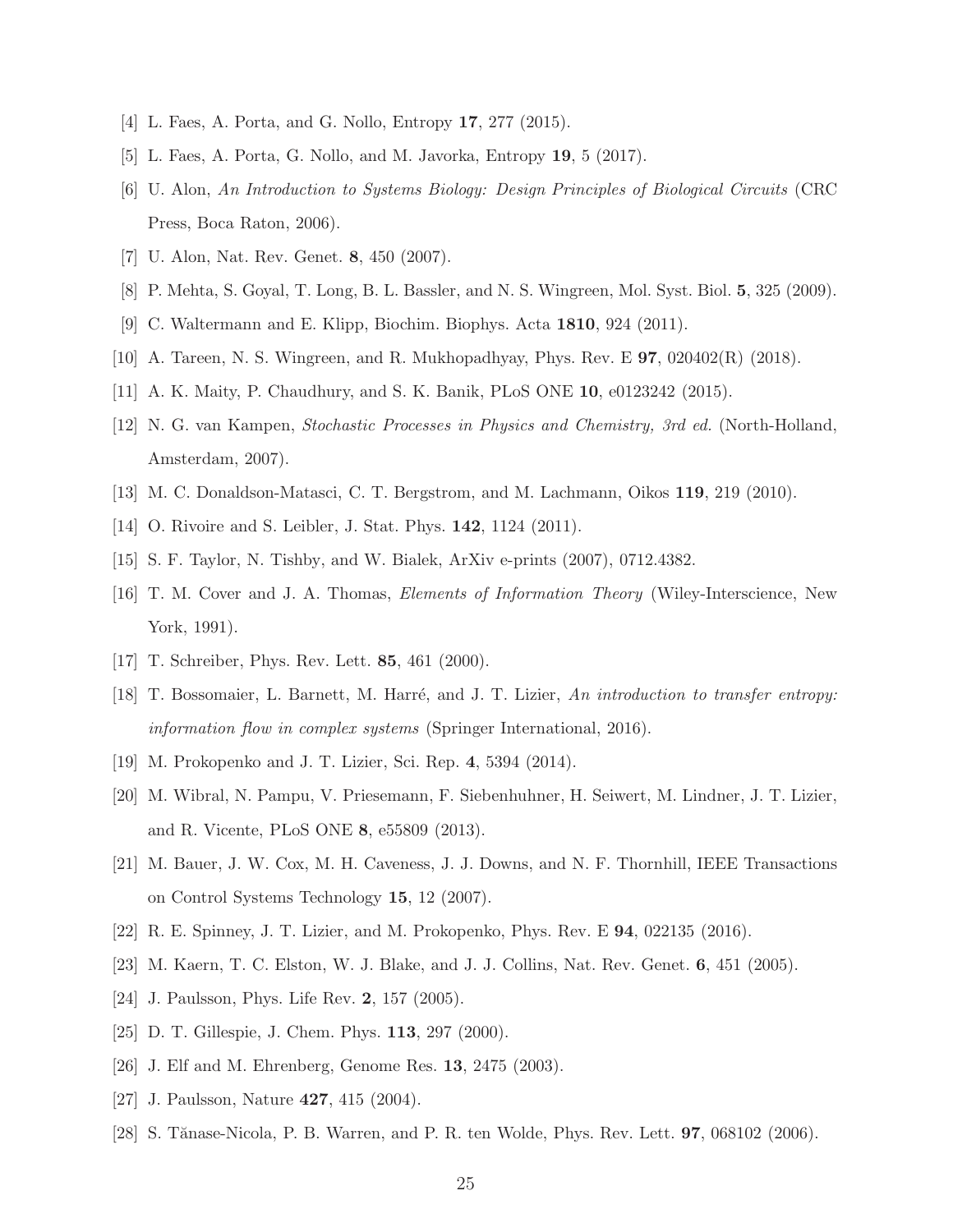[4] L. Faes, A. Porta, and G. Nollo, Entropy **17**, 277 (2015).

[5] L. Faes, A. Porta, G. Nollo, and M. Javorka, Entropy **19**, 5 (2017).

[6] U. Alon, *An Introduction to Systems Biology: Design Principles of Biological Circuits* (CRC Press, Boca Raton, 2006).

[7] U. Alon, Nat. Rev. Genet. **8**, 450 (2007).

[8] P. Mehta, S. Goyal, T. Long, B. L. Bassler, and N. S. Wingreen, Mol. Syst. Biol. **5**, 325 (2009).

[9] C. Waltermann and E. Klipp, Biochim. Biophys. Acta **1810**, 924 (2011).

[10] A. Tareen, N. S. Wingreen, and R. Mukhopadhyay, Phys. Rev. E **97**, 020402(R) (2018).

[11] A. K. Maity, P. Chaudhury, and S. K. Banik, PLoS ONE **10**, e0123242 (2015).

[12] N. G. van Kampen, *Stochastic Processes in Physics and Chemistry, 3rd ed.* (North-Holland, Amsterdam, 2007).

[13] M. C. Donaldson-Matasci, C. T. Bergstrom, and M. Lachmann, Oikos **119**, 219 (2010).

[14] O. Rivoire and S. Leibler, J. Stat. Phys. **142**, 1124 (2011).

[15] S. F. Taylor, N. Tishby, and W. Bialek, ArXiv e-prints (2007), 0712.4382.

[16] T. M. Cover and J. A. Thomas, *Elements of Information Theory* (Wiley-Interscience, New York, 1991).

[17] T. Schreiber, Phys. Rev. Lett. **85**, 461 (2000).

[18] T. Bossomaier, L. Barnett, M. Harré, and J. T. Lizier, *An introduction to transfer entropy: information flow in complex systems* (Springer International, 2016).

[19] M. Prokopenko and J. T. Lizier, Sci. Rep. **4**, 5394 (2014).

[20] M. Wibral, N. Pampu, V. Priesemann, F. Siebenhuhner, H. Seiwert, M. Lindner, J. T. Lizier, and R. Vicente, PLoS ONE **8**, e55809 (2013).

[21] M. Bauer, J. W. Cox, M. H. Caveness, J. J. Downs, and N. F. Thornhill, IEEE Transactions on Control Systems Technology **15**, 12 (2007).

[22] R. E. Spinney, J. T. Lizier, and M. Prokopenko, Phys. Rev. E **94**, 022135 (2016).

[23] M. Kaern, T. C. Elston, W. J. Blake, and J. J. Collins, Nat. Rev. Genet. **6**, 451 (2005).

[24] J. Paulsson, Phys. Life Rev. **2**, 157 (2005).

[25] D. T. Gillespie, J. Chem. Phys. **113**, 297 (2000).

[26] J. Elf and M. Ehrenberg, Genome Res. **13**, 2475 (2003).

[27] J. Paulsson, Nature **427**, 415 (2004).

[28] S. Tănase-Nicola, P. B. Warren, and P. R. ten Wolde, Phys. Rev. Lett. **97**, 068102 (2006).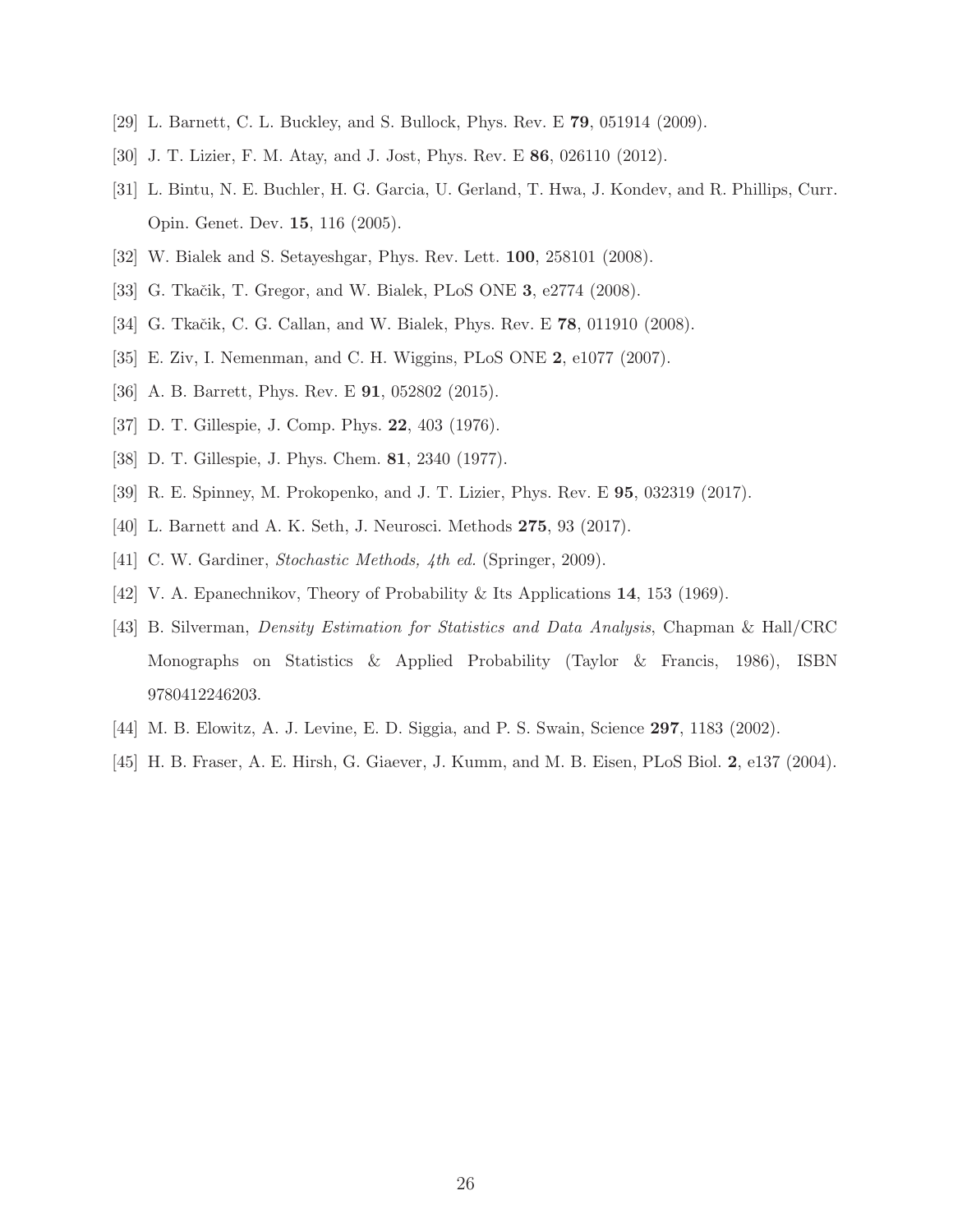[29] L. Barnett, C. L. Buckley, and S. Bullock, Phys. Rev. E **79**, 051914 (2009).

[30] J. T. Lizier, F. M. Atay, and J. Jost, Phys. Rev. E **86**, 026110 (2012).

[31] L. Bintu, N. E. Buchler, H. G. Garcia, U. Gerland, T. Hwa, J. Kondev, and R. Phillips, Curr. Opin. Genet. Dev. **15**, 116 (2005).

[32] W. Bialek and S. Setayeshgar, Phys. Rev. Lett. **100**, 258101 (2008).

[33] G. Tkačik, T. Gregor, and W. Bialek, PLoS ONE **3**, e2774 (2008).

[34] G. Tkačik, C. G. Callan, and W. Bialek, Phys. Rev. E **78**, 011910 (2008).

[35] E. Ziv, I. Nemenman, and C. H. Wiggins, PLoS ONE **2**, e1077 (2007).

[36] A. B. Barrett, Phys. Rev. E **91**, 052802 (2015).

[37] D. T. Gillespie, J. Comp. Phys. **22**, 403 (1976).

[38] D. T. Gillespie, J. Phys. Chem. **81**, 2340 (1977).

[39] R. E. Spinney, M. Prokopenko, and J. T. Lizier, Phys. Rev. E **95**, 032319 (2017).

[40] L. Barnett and A. K. Seth, J. Neurosci. Methods **275**, 93 (2017).

[41] C. W. Gardiner, *Stochastic Methods, 4th ed.* (Springer, 2009).

[42] V. A. Epanechnikov, Theory of Probability & Its Applications **14**, 153 (1969).

[43] B. Silverman, *Density Estimation for Statistics and Data Analysis*, Chapman & Hall/CRC Monographs on Statistics & Applied Probability (Taylor & Francis, 1986), ISBN 9780412246203.

[44] M. B. Elowitz, A. J. Levine, E. D. Siggia, and P. S. Swain, Science **297**, 1183 (2002).

[45] H. B. Fraser, A. E. Hirsh, G. Giaever, J. Kumm, and M. B. Eisen, PLoS Biol. **2**, e137 (2004).